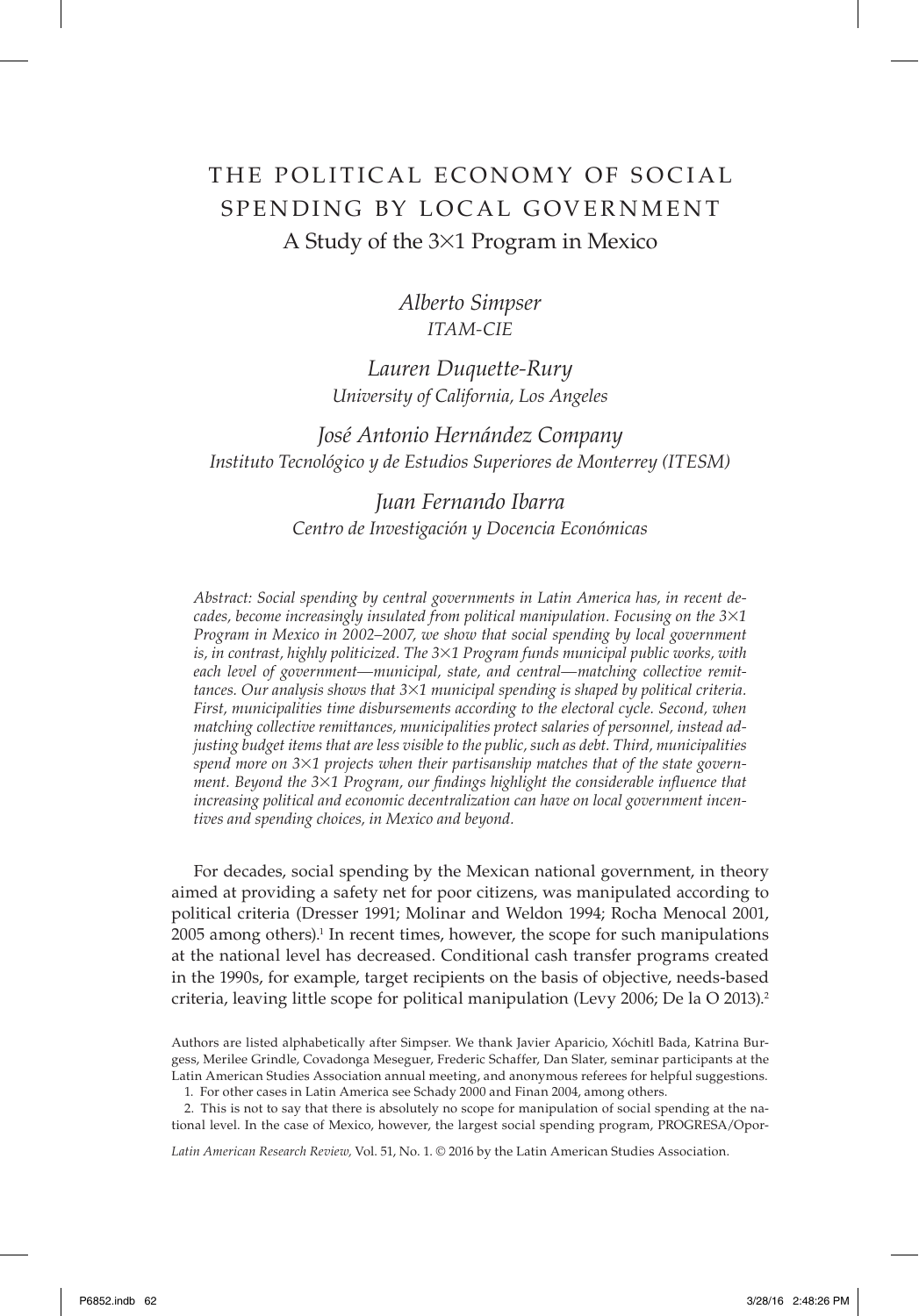# THE POLITICAL ECONOMY OF SOCIAL SPENDING BY LOCAL GOVERNMENT

## A Study of the 3×1 Program in Mexico

*Alberto Simpser*
*ITAM-CIE*

*Lauren Duquette-Rury*
*University of California, Los Angeles*

*José Antonio Hernández Company*
*Instituto Tecnológico y de Estudios Superiores de Monterrey (ITESM)*

*Juan Fernando Ibarra*
*Centro de Investigación y Docencia Económicas*

*Abstract: Social spending by central governments in Latin America has, in recent decades, become increasingly insulated from political manipulation. Focusing on the 3×1 Program in Mexico in 2002–2007, we show that social spending by local government is, in contrast, highly politicized. The 3×1 Program funds municipal public works, with each level of government—municipal, state, and central—matching collective remittances. Our analysis shows that 3×1 municipal spending is shaped by political criteria. First, municipalities time disbursements according to the electoral cycle. Second, when matching collective remittances, municipalities protect salaries of personnel, instead adjusting budget items that are less visible to the public, such as debt. Third, municipalities spend more on 3×1 projects when their partisanship matches that of the state government. Beyond the 3×1 Program, our findings highlight the considerable influence that increasing political and economic decentralization can have on local government incentives and spending choices, in Mexico and beyond.*

For decades, social spending by the Mexican national government, in theory aimed at providing a safety net for poor citizens, was manipulated according to political criteria (Dresser 1991; Molinar and Weldon 1994; Rocha Menocal 2001, 2005 among others).[1] In recent times, however, the scope for such manipulations at the national level has decreased. Conditional cash transfer programs created in the 1990s, for example, target recipients on the basis of objective, needs-based criteria, leaving little scope for political manipulation (Levy 2006; De la O 2013).[2]

Authors are listed alphabetically after Simpser. We thank Javier Aparicio, Xóchitl Bada, Katrina Burgess, Merilee Grindle, Covadonga Meseguer, Frederic Schaffer, Dan Slater, seminar participants at the Latin American Studies Association annual meeting, and anonymous referees for helpful suggestions.

1. For other cases in Latin America see Schady 2000 and Finan 2004, among others.

2. This is not to say that there is absolutely no scope for manipulation of social spending at the national level. In the case of Mexico, however, the largest social spending program, PROGRESA/Opor-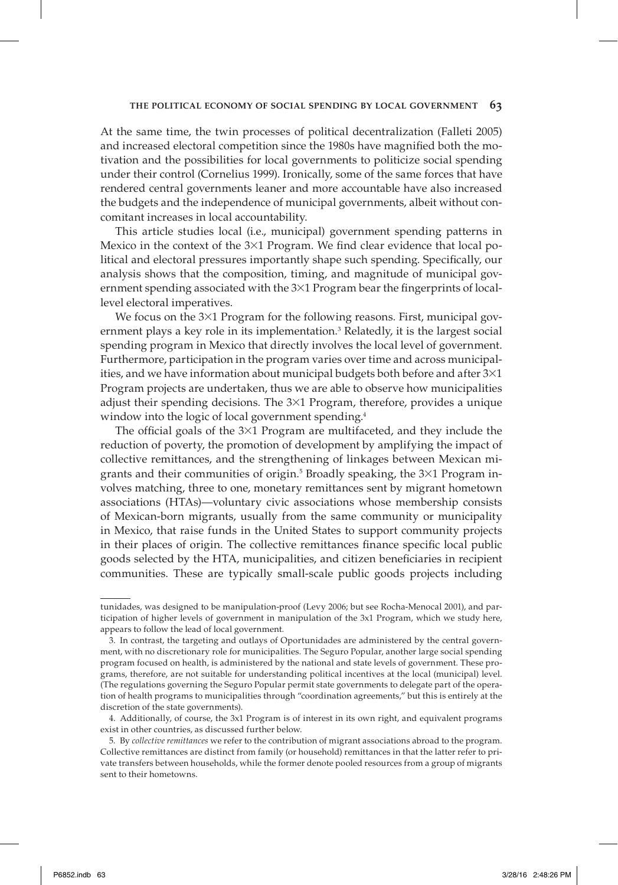At the same time, the twin processes of political decentralization (Falleti 2005) and increased electoral competition since the 1980s have magnified both the motivation and the possibilities for local governments to politicize social spending under their control (Cornelius 1999). Ironically, some of the same forces that have rendered central governments leaner and more accountable have also increased the budgets and the independence of municipal governments, albeit without concomitant increases in local accountability.

This article studies local (i.e., municipal) government spending patterns in Mexico in the context of the 3×1 Program. We find clear evidence that local political and electoral pressures importantly shape such spending. Specifically, our analysis shows that the composition, timing, and magnitude of municipal government spending associated with the 3×1 Program bear the fingerprints of local-level electoral imperatives.

We focus on the 3×1 Program for the following reasons. First, municipal government plays a key role in its implementation.[3] Relatedly, it is the largest social spending program in Mexico that directly involves the local level of government. Furthermore, participation in the program varies over time and across municipalities, and we have information about municipal budgets both before and after 3×1 Program projects are undertaken, thus we are able to observe how municipalities adjust their spending decisions. The 3×1 Program, therefore, provides a unique window into the logic of local government spending.[4]

The official goals of the 3×1 Program are multifaceted, and they include the reduction of poverty, the promotion of development by amplifying the impact of collective remittances, and the strengthening of linkages between Mexican migrants and their communities of origin.[5] Broadly speaking, the 3×1 Program involves matching, three to one, monetary remittances sent by migrant hometown associations (HTAs)—voluntary civic associations whose membership consists of Mexican-born migrants, usually from the same community or municipality in Mexico, that raise funds in the United States to support community projects in their places of origin. The collective remittances finance specific local public goods selected by the HTA, municipalities, and citizen beneficiaries in recipient communities. These are typically small-scale public goods projects including

---

tunidades, was designed to be manipulation-proof (Levy 2006; but see Rocha-Menocal 2001), and participation of higher levels of government in manipulation of the 3x1 Program, which we study here, appears to follow the lead of local government.

3. In contrast, the targeting and outlays of Oportunidades are administered by the central government, with no discretionary role for municipalities. The Seguro Popular, another large social spending program focused on health, is administered by the national and state levels of government. These programs, therefore, are not suitable for understanding political incentives at the local (municipal) level. (The regulations governing the Seguro Popular permit state governments to delegate part of the operation of health programs to municipalities through "coordination agreements," but this is entirely at the discretion of the state governments).

4. Additionally, of course, the 3x1 Program is of interest in its own right, and equivalent programs exist in other countries, as discussed further below.

5. By *collective remittances* we refer to the contribution of migrant associations abroad to the program. Collective remittances are distinct from family (or household) remittances in that the latter refer to private transfers between households, while the former denote pooled resources from a group of migrants sent to their hometowns.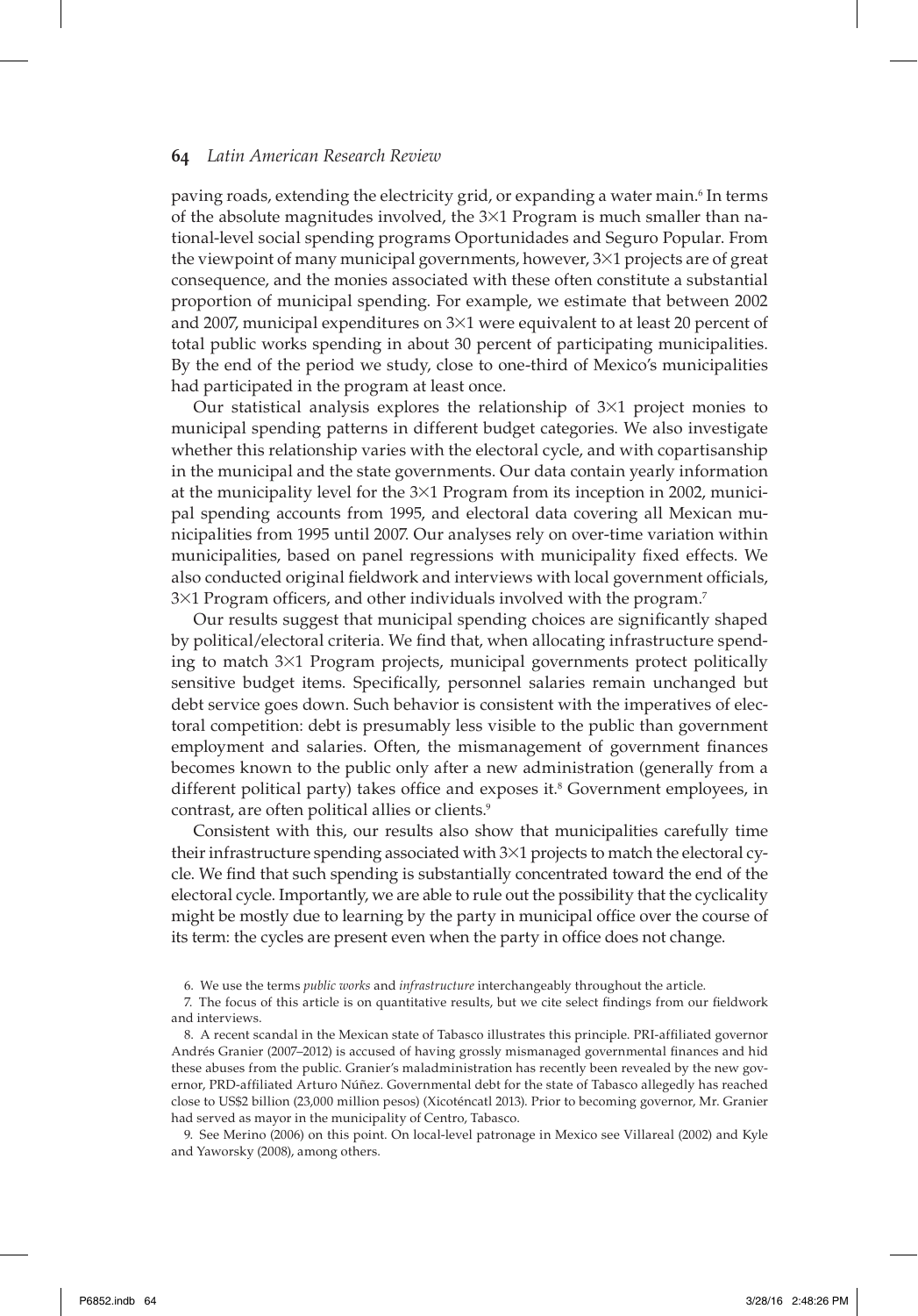paving roads, extending the electricity grid, or expanding a water main.[6] In terms of the absolute magnitudes involved, the 3×1 Program is much smaller than national-level social spending programs Oportunidades and Seguro Popular. From the viewpoint of many municipal governments, however, 3×1 projects are of great consequence, and the monies associated with these often constitute a substantial proportion of municipal spending. For example, we estimate that between 2002 and 2007, municipal expenditures on 3×1 were equivalent to at least 20 percent of total public works spending in about 30 percent of participating municipalities. By the end of the period we study, close to one-third of Mexico's municipalities had participated in the program at least once.

Our statistical analysis explores the relationship of 3×1 project monies to municipal spending patterns in different budget categories. We also investigate whether this relationship varies with the electoral cycle, and with copartisanship in the municipal and the state governments. Our data contain yearly information at the municipality level for the 3×1 Program from its inception in 2002, municipal spending accounts from 1995, and electoral data covering all Mexican municipalities from 1995 until 2007. Our analyses rely on over-time variation within municipalities, based on panel regressions with municipality fixed effects. We also conducted original fieldwork and interviews with local government officials, 3×1 Program officers, and other individuals involved with the program.[7]

Our results suggest that municipal spending choices are significantly shaped by political/electoral criteria. We find that, when allocating infrastructure spending to match 3×1 Program projects, municipal governments protect politically sensitive budget items. Specifically, personnel salaries remain unchanged but debt service goes down. Such behavior is consistent with the imperatives of electoral competition: debt is presumably less visible to the public than government employment and salaries. Often, the mismanagement of government finances becomes known to the public only after a new administration (generally from a different political party) takes office and exposes it.[8] Government employees, in contrast, are often political allies or clients.[9]

Consistent with this, our results also show that municipalities carefully time their infrastructure spending associated with 3×1 projects to match the electoral cycle. We find that such spending is substantially concentrated toward the end of the electoral cycle. Importantly, we are able to rule out the possibility that the cyclicality might be mostly due to learning by the party in municipal office over the course of its term: the cycles are present even when the party in office does not change.

6. We use the terms *public works* and *infrastructure* interchangeably throughout the article.

7. The focus of this article is on quantitative results, but we cite select findings from our fieldwork and interviews.

8. A recent scandal in the Mexican state of Tabasco illustrates this principle. PRI-affiliated governor Andrés Granier (2007–2012) is accused of having grossly mismanaged governmental finances and hid these abuses from the public. Granier's maladministration has recently been revealed by the new governor, PRD-affiliated Arturo Núñez. Governmental debt for the state of Tabasco allegedly has reached close to US$2 billion (23,000 million pesos) (Xicoténcatl 2013). Prior to becoming governor, Mr. Granier had served as mayor in the municipality of Centro, Tabasco.

9. See Merino (2006) on this point. On local-level patronage in Mexico see Villareal (2002) and Kyle and Yaworsky (2008), among others.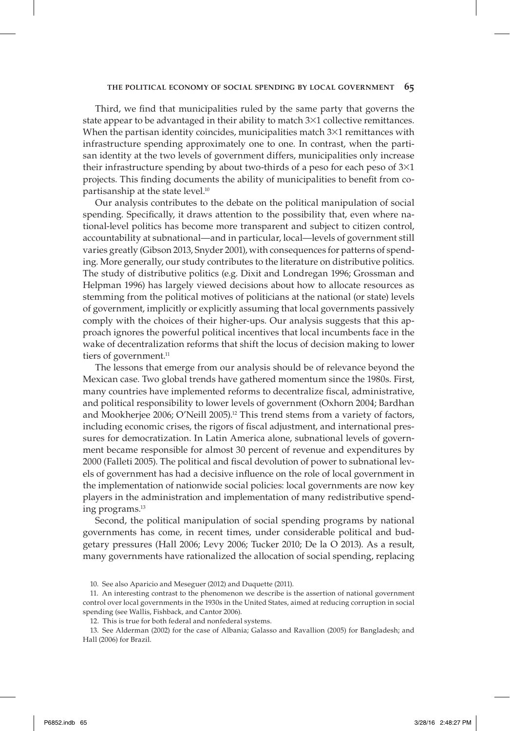Third, we find that municipalities ruled by the same party that governs the state appear to be advantaged in their ability to match 3×1 collective remittances. When the partisan identity coincides, municipalities match 3×1 remittances with infrastructure spending approximately one to one. In contrast, when the partisan identity at the two levels of government differs, municipalities only increase their infrastructure spending by about two-thirds of a peso for each peso of 3×1 projects. This finding documents the ability of municipalities to benefit from copartisanship at the state level.[10]

Our analysis contributes to the debate on the political manipulation of social spending. Specifically, it draws attention to the possibility that, even where national-level politics has become more transparent and subject to citizen control, accountability at subnational—and in particular, local—levels of government still varies greatly (Gibson 2013, Snyder 2001), with consequences for patterns of spending. More generally, our study contributes to the literature on distributive politics. The study of distributive politics (e.g. Dixit and Londregan 1996; Grossman and Helpman 1996) has largely viewed decisions about how to allocate resources as stemming from the political motives of politicians at the national (or state) levels of government, implicitly or explicitly assuming that local governments passively comply with the choices of their higher-ups. Our analysis suggests that this approach ignores the powerful political incentives that local incumbents face in the wake of decentralization reforms that shift the locus of decision making to lower tiers of government.[11]

The lessons that emerge from our analysis should be of relevance beyond the Mexican case. Two global trends have gathered momentum since the 1980s. First, many countries have implemented reforms to decentralize fiscal, administrative, and political responsibility to lower levels of government (Oxhorn 2004; Bardhan and Mookherjee 2006; O'Neill 2005).[12] This trend stems from a variety of factors, including economic crises, the rigors of fiscal adjustment, and international pressures for democratization. In Latin America alone, subnational levels of government became responsible for almost 30 percent of revenue and expenditures by 2000 (Falleti 2005). The political and fiscal devolution of power to subnational levels of government has had a decisive influence on the role of local government in the implementation of nationwide social policies: local governments are now key players in the administration and implementation of many redistributive spending programs.[13]

Second, the political manipulation of social spending programs by national governments has come, in recent times, under considerable political and budgetary pressures (Hall 2006; Levy 2006; Tucker 2010; De la O 2013). As a result, many governments have rationalized the allocation of social spending, replacing

10. See also Aparicio and Meseguer (2012) and Duquette (2011).

11. An interesting contrast to the phenomenon we describe is the assertion of national government control over local governments in the 1930s in the United States, aimed at reducing corruption in social spending (see Wallis, Fishback, and Cantor 2006).

12. This is true for both federal and nonfederal systems.

13. See Alderman (2002) for the case of Albania; Galasso and Ravallion (2005) for Bangladesh; and Hall (2006) for Brazil.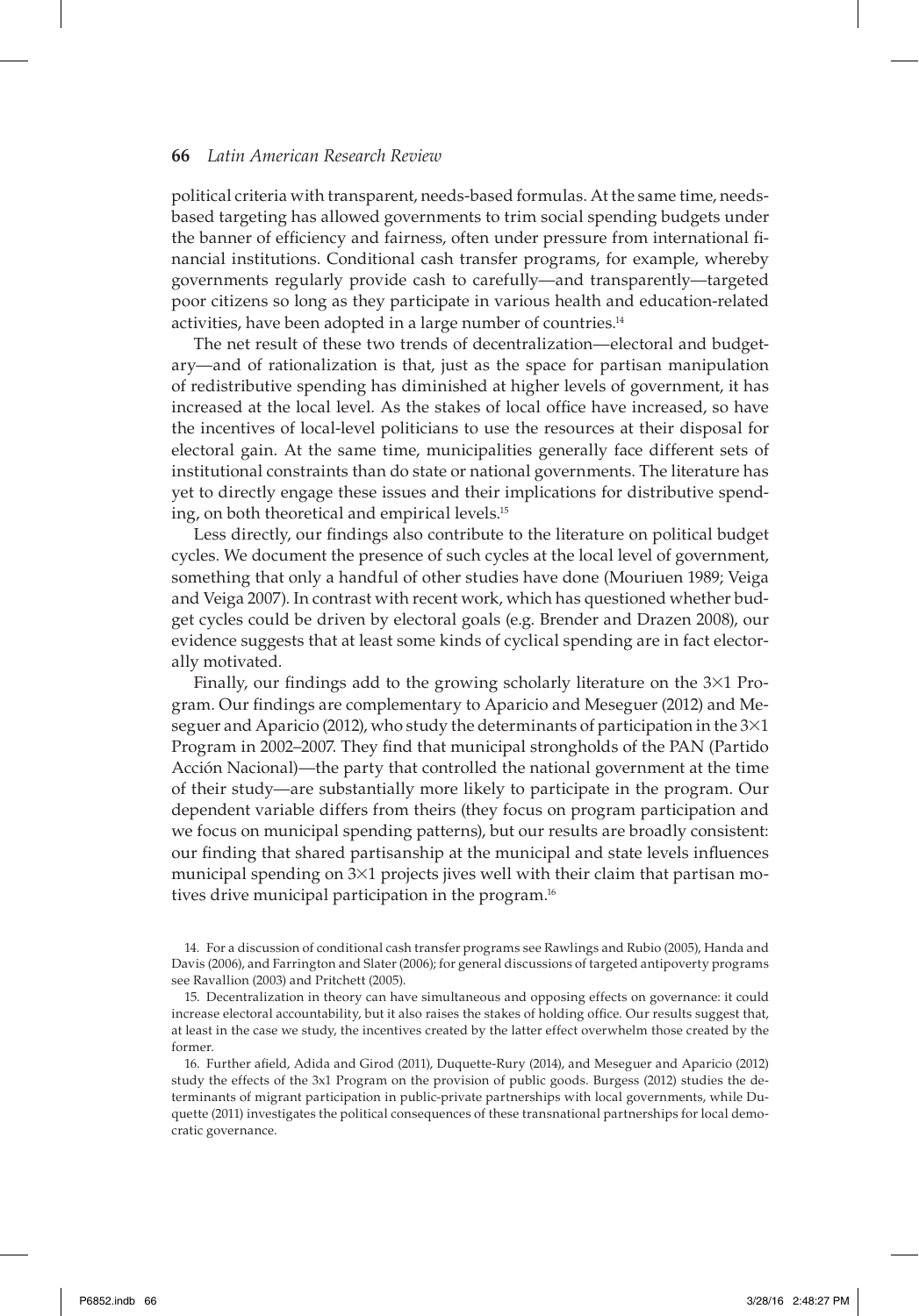political criteria with transparent, needs-based formulas. At the same time, needs-based targeting has allowed governments to trim social spending budgets under the banner of efficiency and fairness, often under pressure from international financial institutions. Conditional cash transfer programs, for example, whereby governments regularly provide cash to carefully—and transparently—targeted poor citizens so long as they participate in various health and education-related activities, have been adopted in a large number of countries.[14]

The net result of these two trends of decentralization—electoral and budgetary—and of rationalization is that, just as the space for partisan manipulation of redistributive spending has diminished at higher levels of government, it has increased at the local level. As the stakes of local office have increased, so have the incentives of local-level politicians to use the resources at their disposal for electoral gain. At the same time, municipalities generally face different sets of institutional constraints than do state or national governments. The literature has yet to directly engage these issues and their implications for distributive spending, on both theoretical and empirical levels.[15]

Less directly, our findings also contribute to the literature on political budget cycles. We document the presence of such cycles at the local level of government, something that only a handful of other studies have done (Mouriuen 1989; Veiga and Veiga 2007). In contrast with recent work, which has questioned whether budget cycles could be driven by electoral goals (e.g. Brender and Drazen 2008), our evidence suggests that at least some kinds of cyclical spending are in fact electorally motivated.

Finally, our findings add to the growing scholarly literature on the 3×1 Program. Our findings are complementary to Aparicio and Meseguer (2012) and Meseguer and Aparicio (2012), who study the determinants of participation in the 3×1 Program in 2002–2007. They find that municipal strongholds of the PAN (Partido Acción Nacional)—the party that controlled the national government at the time of their study—are substantially more likely to participate in the program. Our dependent variable differs from theirs (they focus on program participation and we focus on municipal spending patterns), but our results are broadly consistent: our finding that shared partisanship at the municipal and state levels influences municipal spending on 3×1 projects jives well with their claim that partisan motives drive municipal participation in the program.[16]

14. For a discussion of conditional cash transfer programs see Rawlings and Rubio (2005), Handa and Davis (2006), and Farrington and Slater (2006); for general discussions of targeted antipoverty programs see Ravallion (2003) and Pritchett (2005).

15. Decentralization in theory can have simultaneous and opposing effects on governance: it could increase electoral accountability, but it also raises the stakes of holding office. Our results suggest that, at least in the case we study, the incentives created by the latter effect overwhelm those created by the former.

16. Further afield, Adida and Girod (2011), Duquette-Rury (2014), and Meseguer and Aparicio (2012) study the effects of the 3x1 Program on the provision of public goods. Burgess (2012) studies the determinants of migrant participation in public-private partnerships with local governments, while Duquette (2011) investigates the political consequences of these transnational partnerships for local democratic governance.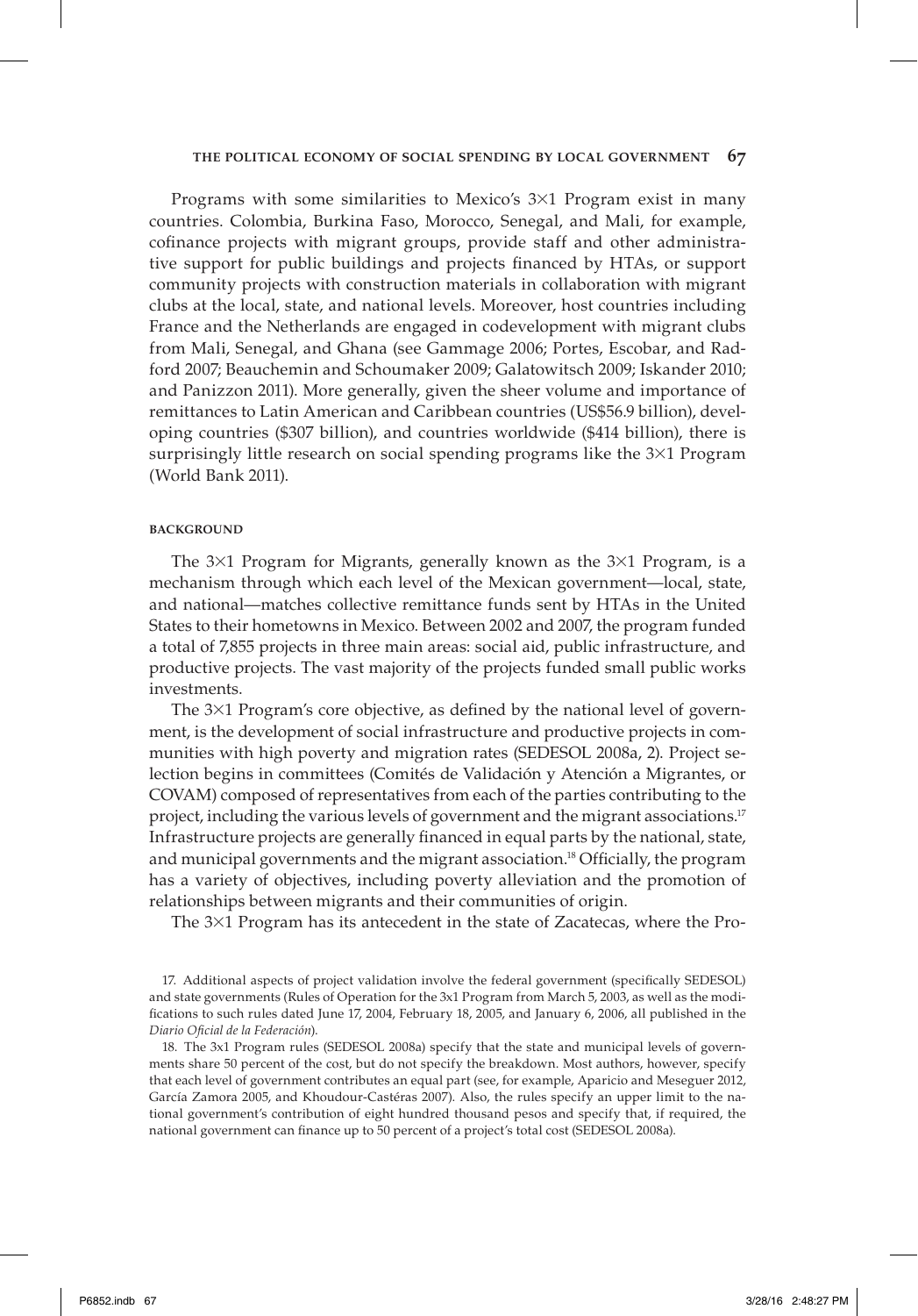Programs with some similarities to Mexico's 3×1 Program exist in many countries. Colombia, Burkina Faso, Morocco, Senegal, and Mali, for example, cofinance projects with migrant groups, provide staff and other administrative support for public buildings and projects financed by HTAs, or support community projects with construction materials in collaboration with migrant clubs at the local, state, and national levels. Moreover, host countries including France and the Netherlands are engaged in codevelopment with migrant clubs from Mali, Senegal, and Ghana (see Gammage 2006; Portes, Escobar, and Radford 2007; Beauchemin and Schoumaker 2009; Galatowitsch 2009; Iskander 2010; and Panizzon 2011). More generally, given the sheer volume and importance of remittances to Latin American and Caribbean countries (US$56.9 billion), developing countries ($307 billion), and countries worldwide ($414 billion), there is surprisingly little research on social spending programs like the 3×1 Program (World Bank 2011).

## BACKGROUND

The 3×1 Program for Migrants, generally known as the 3×1 Program, is a mechanism through which each level of the Mexican government—local, state, and national—matches collective remittance funds sent by HTAs in the United States to their hometowns in Mexico. Between 2002 and 2007, the program funded a total of 7,855 projects in three main areas: social aid, public infrastructure, and productive projects. The vast majority of the projects funded small public works investments.

The 3×1 Program's core objective, as defined by the national level of government, is the development of social infrastructure and productive projects in communities with high poverty and migration rates (SEDESOL 2008a, 2). Project selection begins in committees (Comités de Validación y Atención a Migrantes, or COVAM) composed of representatives from each of the parties contributing to the project, including the various levels of government and the migrant associations.[17] Infrastructure projects are generally financed in equal parts by the national, state, and municipal governments and the migrant association.[18] Officially, the program has a variety of objectives, including poverty alleviation and the promotion of relationships between migrants and their communities of origin.

The 3×1 Program has its antecedent in the state of Zacatecas, where the Pro-

17. Additional aspects of project validation involve the federal government (specifically SEDESOL) and state governments (Rules of Operation for the 3x1 Program from March 5, 2003, as well as the modifications to such rules dated June 17, 2004, February 18, 2005, and January 6, 2006, all published in the *Diario Oficial de la Federación*).

18. The 3x1 Program rules (SEDESOL 2008a) specify that the state and municipal levels of governments share 50 percent of the cost, but do not specify the breakdown. Most authors, however, specify that each level of government contributes an equal part (see, for example, Aparicio and Meseguer 2012, García Zamora 2005, and Khoudour-Castéras 2007). Also, the rules specify an upper limit to the national government's contribution of eight hundred thousand pesos and specify that, if required, the national government can finance up to 50 percent of a project's total cost (SEDESOL 2008a).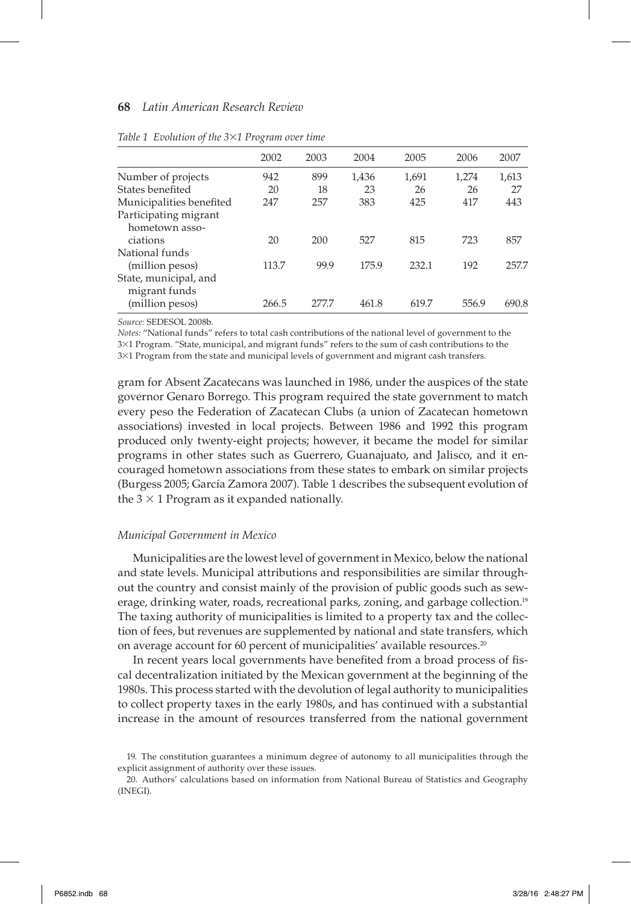*Table 1 Evolution of the 3×1 Program over time*

| | 2002 | 2003 | 2004 | 2005 | 2006 | 2007 |
|---|---|---|---|---|---|---|
| Number of projects | 942 | 899 | 1,436 | 1,691 | 1,274 | 1,613 |
| States benefited | 20 | 18 | 23 | 26 | 26 | 27 |
| Municipalities benefited | 247 | 257 | 383 | 425 | 417 | 443 |
| Participating migrant hometown associations | 20 | 200 | 527 | 815 | 723 | 857 |
| National funds (million pesos) | 113.7 | 99.9 | 175.9 | 232.1 | 192 | 257.7 |
| State, municipal, and migrant funds (million pesos) | 266.5 | 277.7 | 461.8 | 619.7 | 556.9 | 690.8 |

*Source:* SEDESOL 2008b.

*Notes:* "National funds" refers to total cash contributions of the national level of government to the 3×1 Program. "State, municipal, and migrant funds" refers to the sum of cash contributions to the 3×1 Program from the state and municipal levels of government and migrant cash transfers.

gram for Absent Zacatecans was launched in 1986, under the auspices of the state governor Genaro Borrego. This program required the state government to match every peso the Federation of Zacatecan Clubs (a union of Zacatecan hometown associations) invested in local projects. Between 1986 and 1992 this program produced only twenty-eight projects; however, it became the model for similar programs in other states such as Guerrero, Guanajuato, and Jalisco, and it encouraged hometown associations from these states to embark on similar projects (Burgess 2005; García Zamora 2007). Table 1 describes the subsequent evolution of the 3 × 1 Program as it expanded nationally.

### *Municipal Government in Mexico*

Municipalities are the lowest level of government in Mexico, below the national and state levels. Municipal attributions and responsibilities are similar throughout the country and consist mainly of the provision of public goods such as sewerage, drinking water, roads, recreational parks, zoning, and garbage collection.[19] The taxing authority of municipalities is limited to a property tax and the collection of fees, but revenues are supplemented by national and state transfers, which on average account for 60 percent of municipalities' available resources.[20]

In recent years local governments have benefited from a broad process of fiscal decentralization initiated by the Mexican government at the beginning of the 1980s. This process started with the devolution of legal authority to municipalities to collect property taxes in the early 1980s, and has continued with a substantial increase in the amount of resources transferred from the national government

19. The constitution guarantees a minimum degree of autonomy to all municipalities through the explicit assignment of authority over these issues.

20. Authors' calculations based on information from National Bureau of Statistics and Geography (INEGI).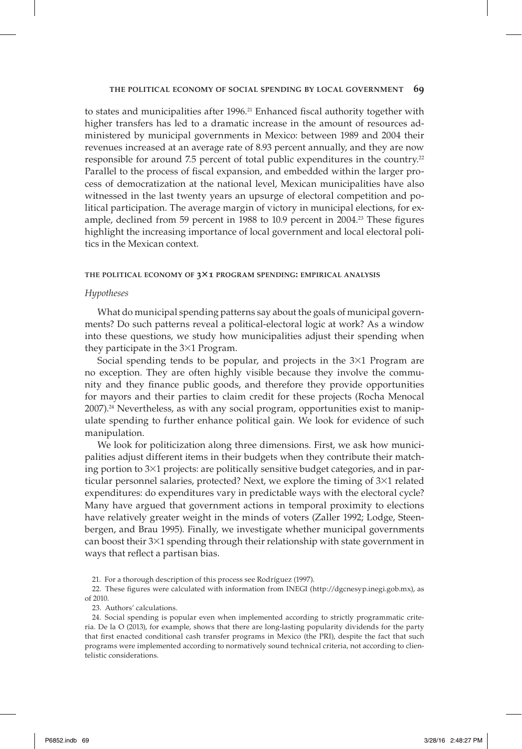to states and municipalities after 1996.[21] Enhanced fiscal authority together with higher transfers has led to a dramatic increase in the amount of resources administered by municipal governments in Mexico: between 1989 and 2004 their revenues increased at an average rate of 8.93 percent annually, and they are now responsible for around 7.5 percent of total public expenditures in the country.[22] Parallel to the process of fiscal expansion, and embedded within the larger process of democratization at the national level, Mexican municipalities have also witnessed in the last twenty years an upsurge of electoral competition and political participation. The average margin of victory in municipal elections, for example, declined from 59 percent in 1988 to 10.9 percent in 2004.[23] These figures highlight the increasing importance of local government and local electoral politics in the Mexican context.

## THE POLITICAL ECONOMY OF 3×1 PROGRAM SPENDING: EMPIRICAL ANALYSIS

### *Hypotheses*

What do municipal spending patterns say about the goals of municipal governments? Do such patterns reveal a political-electoral logic at work? As a window into these questions, we study how municipalities adjust their spending when they participate in the 3×1 Program.

Social spending tends to be popular, and projects in the 3×1 Program are no exception. They are often highly visible because they involve the community and they finance public goods, and therefore they provide opportunities for mayors and their parties to claim credit for these projects (Rocha Menocal 2007).[24] Nevertheless, as with any social program, opportunities exist to manipulate spending to further enhance political gain. We look for evidence of such manipulation.

We look for politicization along three dimensions. First, we ask how municipalities adjust different items in their budgets when they contribute their matching portion to 3×1 projects: are politically sensitive budget categories, and in particular personnel salaries, protected? Next, we explore the timing of 3×1 related expenditures: do expenditures vary in predictable ways with the electoral cycle? Many have argued that government actions in temporal proximity to elections have relatively greater weight in the minds of voters (Zaller 1992; Lodge, Steenbergen, and Brau 1995). Finally, we investigate whether municipal governments can boost their 3×1 spending through their relationship with state government in ways that reflect a partisan bias.

21. For a thorough description of this process see Rodríguez (1997).

22. These figures were calculated with information from INEGI (http://dgcnesyp.inegi.gob.mx), as of 2010.

23. Authors' calculations.

24. Social spending is popular even when implemented according to strictly programmatic criteria. De la O (2013), for example, shows that there are long-lasting popularity dividends for the party that first enacted conditional cash transfer programs in Mexico (the PRI), despite the fact that such programs were implemented according to normatively sound technical criteria, not according to clientelistic considerations.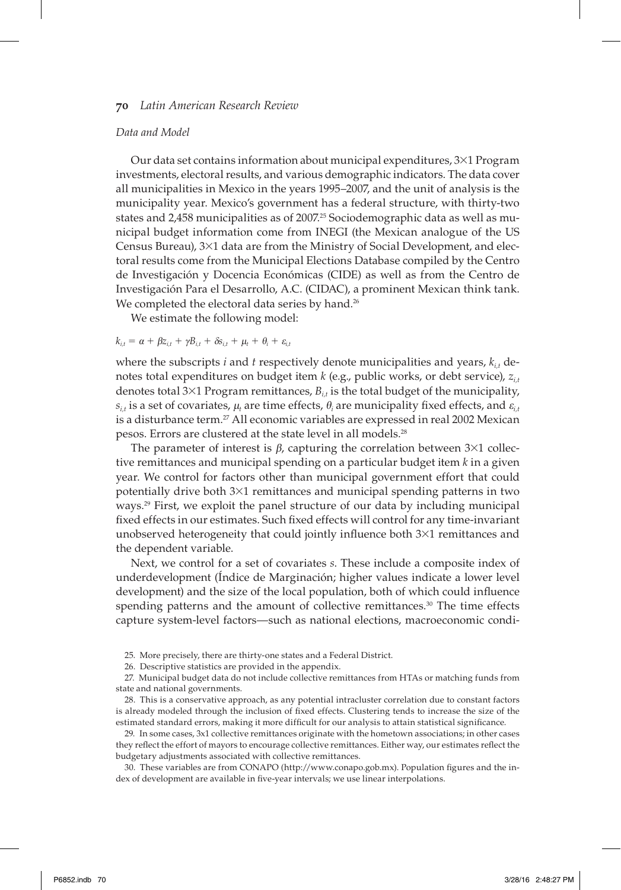*Data and Model*

Our data set contains information about municipal expenditures, 3×1 Program investments, electoral results, and various demographic indicators. The data cover all municipalities in Mexico in the years 1995–2007, and the unit of analysis is the municipality year. Mexico's government has a federal structure, with thirty-two states and 2,458 municipalities as of 2007.[25] Sociodemographic data as well as municipal budget information come from INEGI (the Mexican analogue of the US Census Bureau), 3×1 data are from the Ministry of Social Development, and electoral results come from the Municipal Elections Database compiled by the Centro de Investigación y Docencia Económicas (CIDE) as well as from the Centro de Investigación Para el Desarrollo, A.C. (CIDAC), a prominent Mexican think tank. We completed the electoral data series by hand.[26]

We estimate the following model:

$$k_{i,t} = \alpha + \beta z_{i,t} + \gamma B_{i,t} + \delta s_{i,t} + \mu_t + \theta_i + \varepsilon_{i,t}$$

where the subscripts $i$ and $t$ respectively denote municipalities and years, $k_{i,t}$ denotes total expenditures on budget item $k$ (e.g., public works, or debt service), $z_{i,t}$ denotes total 3×1 Program remittances, $B_{i,t}$ is the total budget of the municipality, $s_{i,t}$ is a set of covariates, $\mu_t$ are time effects, $\theta_i$ are municipality fixed effects, and $\varepsilon_{i,t}$ is a disturbance term.[27] All economic variables are expressed in real 2002 Mexican pesos. Errors are clustered at the state level in all models.[28]

The parameter of interest is $\beta$, capturing the correlation between 3×1 collective remittances and municipal spending on a particular budget item $k$ in a given year. We control for factors other than municipal government effort that could potentially drive both 3×1 remittances and municipal spending patterns in two ways.[29] First, we exploit the panel structure of our data by including municipal fixed effects in our estimates. Such fixed effects will control for any time-invariant unobserved heterogeneity that could jointly influence both 3×1 remittances and the dependent variable.

Next, we control for a set of covariates $s$. These include a composite index of underdevelopment (Índice de Marginación; higher values indicate a lower level development) and the size of the local population, both of which could influence spending patterns and the amount of collective remittances.[30] The time effects capture system-level factors—such as national elections, macroeconomic condi-

25. More precisely, there are thirty-one states and a Federal District.

26. Descriptive statistics are provided in the appendix.

27. Municipal budget data do not include collective remittances from HTAs or matching funds from state and national governments.

28. This is a conservative approach, as any potential intracluster correlation due to constant factors is already modeled through the inclusion of fixed effects. Clustering tends to increase the size of the estimated standard errors, making it more difficult for our analysis to attain statistical significance.

29. In some cases, 3x1 collective remittances originate with the hometown associations; in other cases they reflect the effort of mayors to encourage collective remittances. Either way, our estimates reflect the budgetary adjustments associated with collective remittances.

30. These variables are from CONAPO (http://www.conapo.gob.mx). Population figures and the index of development are available in five-year intervals; we use linear interpolations.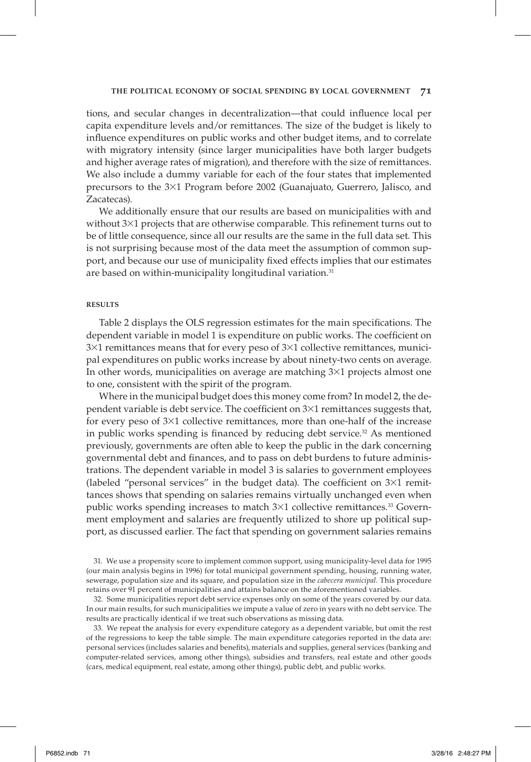tions, and secular changes in decentralization—that could influence local per capita expenditure levels and/or remittances. The size of the budget is likely to influence expenditures on public works and other budget items, and to correlate with migratory intensity (since larger municipalities have both larger budgets and higher average rates of migration), and therefore with the size of remittances. We also include a dummy variable for each of the four states that implemented precursors to the 3×1 Program before 2002 (Guanajuato, Guerrero, Jalisco, and Zacatecas).

We additionally ensure that our results are based on municipalities with and without 3×1 projects that are otherwise comparable. This refinement turns out to be of little consequence, since all our results are the same in the full data set. This is not surprising because most of the data meet the assumption of common support, and because our use of municipality fixed effects implies that our estimates are based on within-municipality longitudinal variation.[31]

### RESULTS

Table 2 displays the OLS regression estimates for the main specifications. The dependent variable in model 1 is expenditure on public works. The coefficient on 3×1 remittances means that for every peso of 3×1 collective remittances, municipal expenditures on public works increase by about ninety-two cents on average. In other words, municipalities on average are matching 3×1 projects almost one to one, consistent with the spirit of the program.

Where in the municipal budget does this money come from? In model 2, the dependent variable is debt service. The coefficient on 3×1 remittances suggests that, for every peso of 3×1 collective remittances, more than one-half of the increase in public works spending is financed by reducing debt service.[32] As mentioned previously, governments are often able to keep the public in the dark concerning governmental debt and finances, and to pass on debt burdens to future administrations. The dependent variable in model 3 is salaries to government employees (labeled "personal services" in the budget data). The coefficient on 3×1 remittances shows that spending on salaries remains virtually unchanged even when public works spending increases to match 3×1 collective remittances.[33] Government employment and salaries are frequently utilized to shore up political support, as discussed earlier. The fact that spending on government salaries remains

31. We use a propensity score to implement common support, using municipality-level data for 1995 (our main analysis begins in 1996) for total municipal government spending, housing, running water, sewerage, population size and its square, and population size in the *cabecera municipal*. This procedure retains over 91 percent of municipalities and attains balance on the aforementioned variables.

32. Some municipalities report debt service expenses only on some of the years covered by our data. In our main results, for such municipalities we impute a value of zero in years with no debt service. The results are practically identical if we treat such observations as missing data.

33. We repeat the analysis for every expenditure category as a dependent variable, but omit the rest of the regressions to keep the table simple. The main expenditure categories reported in the data are: personal services (includes salaries and benefits), materials and supplies, general services (banking and computer-related services, among other things), subsidies and transfers, real estate and other goods (cars, medical equipment, real estate, among other things), public debt, and public works.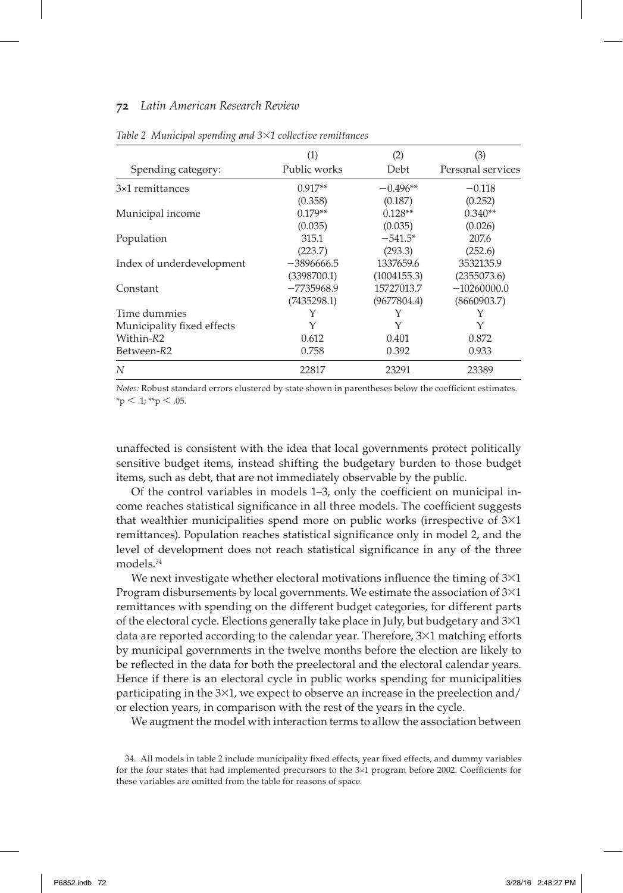*Table 2 Municipal spending and 3×1 collective remittances*

| | (1) | (2) | (3) |
|---|---|---|---|
| Spending category: | Public works | Debt | Personal services |
| 3×1 remittances | 0.917** | −0.496** | −0.118 |
| | (0.358) | (0.187) | (0.252) |
| Municipal income | 0.179** | 0.128** | 0.340** |
| | (0.035) | (0.035) | (0.026) |
| Population | 315.1 | −541.5* | 207.6 |
| | (223.7) | (293.3) | (252.6) |
| Index of underdevelopment | −3896666.5 | 1337659.6 | 3532135.9 |
| | (3398700.1) | (1004155.3) | (2355073.6) |
| Constant | −7735968.9 | 15727013.7 | −10260000.0 |
| | (7435298.1) | (9677804.4) | (8660903.7) |
| Time dummies | Y | Y | Y |
| Municipality fixed effects | Y | Y | Y |
| Within-$R2$ | 0.612 | 0.401 | 0.872 |
| Between-$R2$ | 0.758 | 0.392 | 0.933 |
| $N$ | 22817 | 23291 | 23389 |

*Notes:* Robust standard errors clustered by state shown in parentheses below the coefficient estimates. *p < .1; **p < .05.

unaffected is consistent with the idea that local governments protect politically sensitive budget items, instead shifting the budgetary burden to those budget items, such as debt, that are not immediately observable by the public.

Of the control variables in models 1–3, only the coefficient on municipal income reaches statistical significance in all three models. The coefficient suggests that wealthier municipalities spend more on public works (irrespective of 3×1 remittances). Population reaches statistical significance only in model 2, and the level of development does not reach statistical significance in any of the three models.[34]

We next investigate whether electoral motivations influence the timing of 3×1 Program disbursements by local governments. We estimate the association of 3×1 remittances with spending on the different budget categories, for different parts of the electoral cycle. Elections generally take place in July, but budgetary and 3×1 data are reported according to the calendar year. Therefore, 3×1 matching efforts by municipal governments in the twelve months before the election are likely to be reflected in the data for both the preelectoral and the electoral calendar years. Hence if there is an electoral cycle in public works spending for municipalities participating in the 3×1, we expect to observe an increase in the preelection and/or election years, in comparison with the rest of the years in the cycle.

We augment the model with interaction terms to allow the association between

34. All models in table 2 include municipality fixed effects, year fixed effects, and dummy variables for the four states that had implemented precursors to the 3×1 program before 2002. Coefficients for these variables are omitted from the table for reasons of space.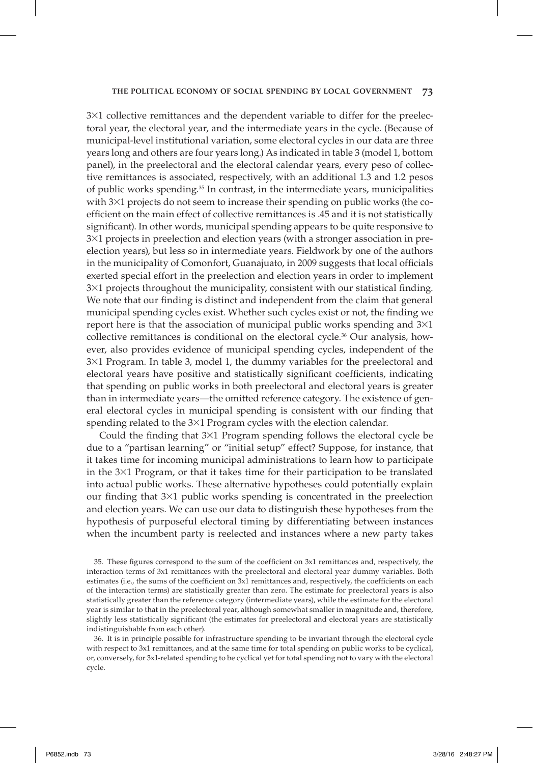3×1 collective remittances and the dependent variable to differ for the preelectoral year, the electoral year, and the intermediate years in the cycle. (Because of municipal-level institutional variation, some electoral cycles in our data are three years long and others are four years long.) As indicated in table 3 (model 1, bottom panel), in the preelectoral and the electoral calendar years, every peso of collective remittances is associated, respectively, with an additional 1.3 and 1.2 pesos of public works spending.[35] In contrast, in the intermediate years, municipalities with 3×1 projects do not seem to increase their spending on public works (the coefficient on the main effect of collective remittances is .45 and it is not statistically significant). In other words, municipal spending appears to be quite responsive to 3×1 projects in preelection and election years (with a stronger association in preelection years), but less so in intermediate years. Fieldwork by one of the authors in the municipality of Comonfort, Guanajuato, in 2009 suggests that local officials exerted special effort in the preelection and election years in order to implement 3×1 projects throughout the municipality, consistent with our statistical finding. We note that our finding is distinct and independent from the claim that general municipal spending cycles exist. Whether such cycles exist or not, the finding we report here is that the association of municipal public works spending and 3×1 collective remittances is conditional on the electoral cycle.[36] Our analysis, however, also provides evidence of municipal spending cycles, independent of the 3×1 Program. In table 3, model 1, the dummy variables for the preelectoral and electoral years have positive and statistically significant coefficients, indicating that spending on public works in both preelectoral and electoral years is greater than in intermediate years—the omitted reference category. The existence of general electoral cycles in municipal spending is consistent with our finding that spending related to the 3×1 Program cycles with the election calendar.

Could the finding that 3×1 Program spending follows the electoral cycle be due to a "partisan learning" or "initial setup" effect? Suppose, for instance, that it takes time for incoming municipal administrations to learn how to participate in the 3×1 Program, or that it takes time for their participation to be translated into actual public works. These alternative hypotheses could potentially explain our finding that 3×1 public works spending is concentrated in the preelection and election years. We can use our data to distinguish these hypotheses from the hypothesis of purposeful electoral timing by differentiating between instances when the incumbent party is reelected and instances where a new party takes

35. These figures correspond to the sum of the coefficient on 3x1 remittances and, respectively, the interaction terms of 3x1 remittances with the preelectoral and electoral year dummy variables. Both estimates (i.e., the sums of the coefficient on 3x1 remittances and, respectively, the coefficients on each of the interaction terms) are statistically greater than zero. The estimate for preelectoral years is also statistically greater than the reference category (intermediate years), while the estimate for the electoral year is similar to that in the preelectoral year, although somewhat smaller in magnitude and, therefore, slightly less statistically significant (the estimates for preelectoral and electoral years are statistically indistinguishable from each other).

36. It is in principle possible for infrastructure spending to be invariant through the electoral cycle with respect to 3x1 remittances, and at the same time for total spending on public works to be cyclical, or, conversely, for 3x1-related spending to be cyclical yet for total spending not to vary with the electoral cycle.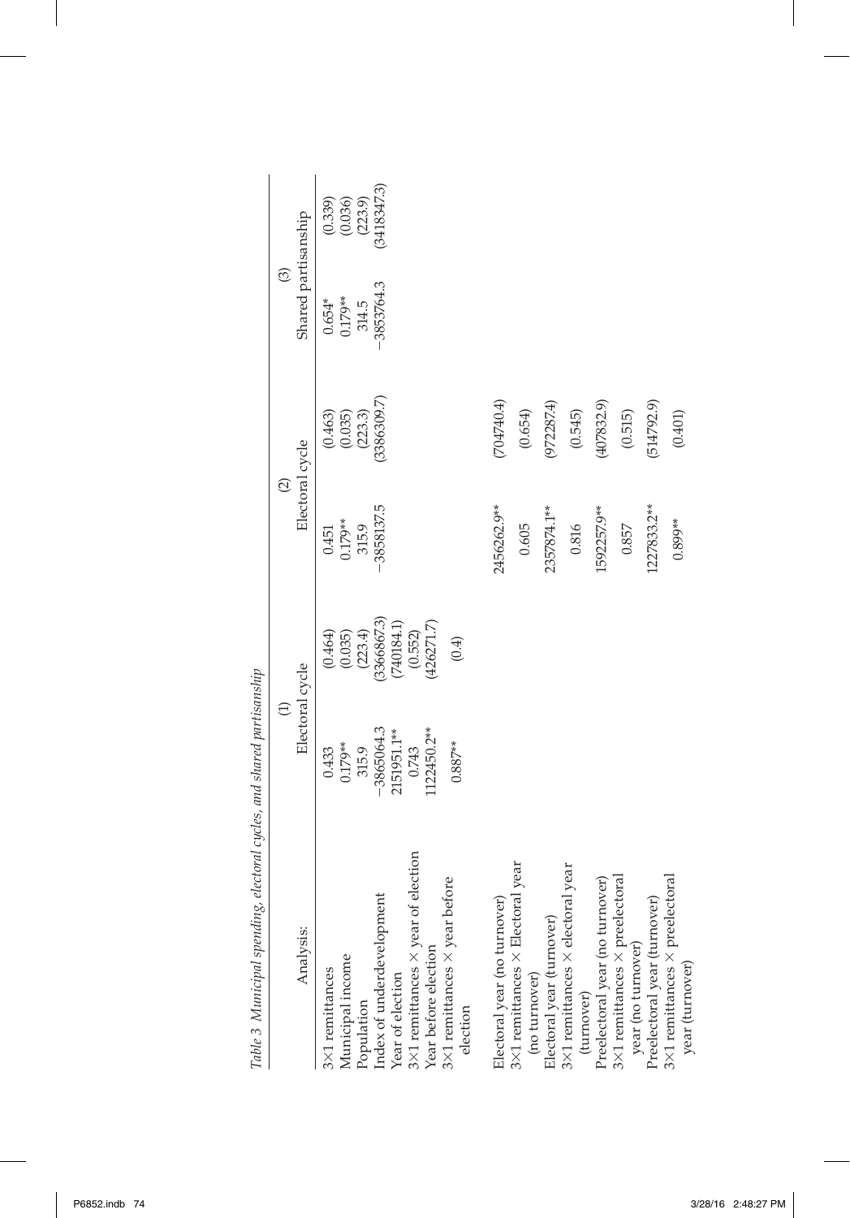*Table 3 Municipal spending, electoral cycles, and shared partisanship*

| Analysis: | (1) Electoral cycle | | (2) Electoral cycle | | (3) Shared partisanship | |
|---|---|---|---|---|---|---|
| 3×1 remittances | 0.433 | (0.464) | 0.451 | (0.463) | 0.654* | (0.339) |
| Municipal income | 0.179** | (0.035) | 0.179** | (0.035) | 0.179** | (0.036) |
| Population | 315.9 | (223.4) | 315.9 | (223.3) | 314.5 | (223.9) |
| Index of underdevelopment | −3865064.3 | (3366867.3) | −3858137.5 | (3386309.7) | −3853764.3 | (3418347.3) |
| Year of election | 2151951.1** | (740184.1) | | | | |
| 3×1 remittances × year of election | 0.743 | (0.552) | | | | |
| Year before election | 1122450.2** | (426271.7) | | | | |
| 3×1 remittances × year before election | 0.887** | (0.4) | | | | |
| Electoral year (no turnover) | | | 2456262.9** | (704740.4) | | |
| 3×1 remittances × Electoral year (no turnover) | | | 0.605 | (0.654) | | |
| Electoral year (turnover) | | | 2357874.1** | (972287.4) | | |
| 3×1 remittances × electoral year (turnover) | | | 0.816 | (0.545) | | |
| Preelectoral year (no turnover) | | | 1592257.9** | (407832.9) | | |
| 3×1 remittances × preelectoral year (no turnover) | | | 0.857 | (0.515) | | |
| Preelectoral year (turnover) | | | 1227833.2** | (514792.9) | | |
| 3×1 remittances × preelectoral year (turnover) | | | 0.899** | (0.401) | | |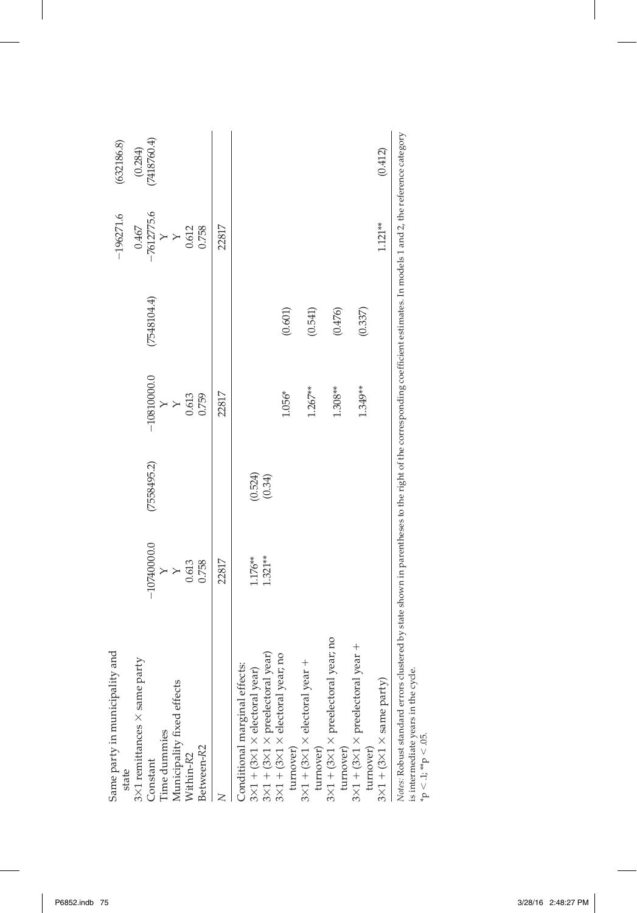| | | | | | | |
|---|---|---|---|---|---|---|
| Same party in municipality and state | | | | | −196271.6 | (632186.8) |
| 3×1 remittances × same party | | | | | 0.467 | (0.284) |
| Constant | −10740000.0 | (7558495.2) | −10810000.0 | (7548104.4) | −7612775.6 | (7418760.4) |
| Time dummies | Y | | Y | | Y | |
| Municipality fixed effects | Y | | Y | | Y | |
| Within-$R2$ | 0.613 | | 0.613 | | 0.612 | |
| Between-$R2$ | 0.758 | | 0.759 | | 0.758 | |
| $N$ | 22817 | | 22817 | | 22817 | |
| Conditional marginal effects: | | | | | | |
| 3×1 + (3×1 × electoral year) | 1.176** | (0.524) | | | | |
| 3×1 + (3×1 × preelectoral year) | 1.321** | (0.34) | | | | |
| 3×1 + (3×1 × electoral year; no turnover) | | | 1.056* | (0.601) | | |
| 3×1 + (3×1 × electoral year + turnover) | | | 1.267** | (0.541) | | |
| 3×1 + (3×1 × preelectoral year; no turnover) | | | 1.308** | (0.476) | | |
| 3×1 + (3×1 × preelectoral year + turnover) | | | 1.349** | (0.337) | | |
| 3×1 + (3×1 × same party) | | | | | 1.121** | (0.412) |

*Notes*: Robust standard errors clustered by state shown in parentheses to the right of the corresponding coefficient estimates. In models 1 and 2, the reference category is intermediate years in the cycle.

*p < .1; **p < .05.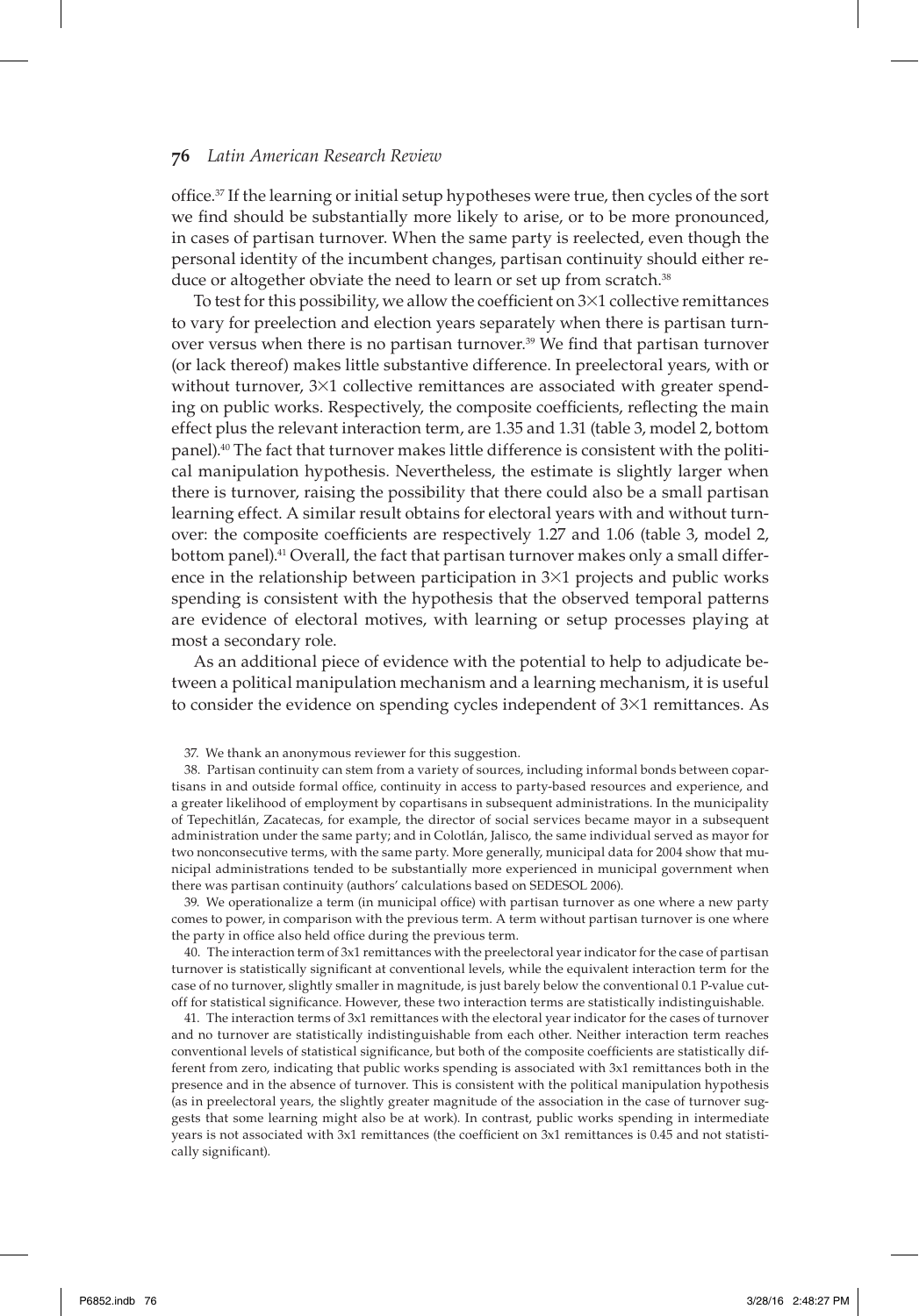office.[37] If the learning or initial setup hypotheses were true, then cycles of the sort we find should be substantially more likely to arise, or to be more pronounced, in cases of partisan turnover. When the same party is reelected, even though the personal identity of the incumbent changes, partisan continuity should either reduce or altogether obviate the need to learn or set up from scratch.[38]

To test for this possibility, we allow the coefficient on 3×1 collective remittances to vary for preelection and election years separately when there is partisan turnover versus when there is no partisan turnover.[39] We find that partisan turnover (or lack thereof) makes little substantive difference. In preelectoral years, with or without turnover, 3×1 collective remittances are associated with greater spending on public works. Respectively, the composite coefficients, reflecting the main effect plus the relevant interaction term, are 1.35 and 1.31 (table 3, model 2, bottom panel).[40] The fact that turnover makes little difference is consistent with the political manipulation hypothesis. Nevertheless, the estimate is slightly larger when there is turnover, raising the possibility that there could also be a small partisan learning effect. A similar result obtains for electoral years with and without turnover: the composite coefficients are respectively 1.27 and 1.06 (table 3, model 2, bottom panel).[41] Overall, the fact that partisan turnover makes only a small difference in the relationship between participation in 3×1 projects and public works spending is consistent with the hypothesis that the observed temporal patterns are evidence of electoral motives, with learning or setup processes playing at most a secondary role.

As an additional piece of evidence with the potential to help to adjudicate between a political manipulation mechanism and a learning mechanism, it is useful to consider the evidence on spending cycles independent of 3×1 remittances. As

37. We thank an anonymous reviewer for this suggestion.

38. Partisan continuity can stem from a variety of sources, including informal bonds between copartisans in and outside formal office, continuity in access to party-based resources and experience, and a greater likelihood of employment by copartisans in subsequent administrations. In the municipality of Tepechitlán, Zacatecas, for example, the director of social services became mayor in a subsequent administration under the same party; and in Colotlán, Jalisco, the same individual served as mayor for two nonconsecutive terms, with the same party. More generally, municipal data for 2004 show that municipal administrations tended to be substantially more experienced in municipal government when there was partisan continuity (authors' calculations based on SEDESOL 2006).

39. We operationalize a term (in municipal office) with partisan turnover as one where a new party comes to power, in comparison with the previous term. A term without partisan turnover is one where the party in office also held office during the previous term.

40. The interaction term of 3x1 remittances with the preelectoral year indicator for the case of partisan turnover is statistically significant at conventional levels, while the equivalent interaction term for the case of no turnover, slightly smaller in magnitude, is just barely below the conventional 0.1 P-value cutoff for statistical significance. However, these two interaction terms are statistically indistinguishable.

41. The interaction terms of 3x1 remittances with the electoral year indicator for the cases of turnover and no turnover are statistically indistinguishable from each other. Neither interaction term reaches conventional levels of statistical significance, but both of the composite coefficients are statistically different from zero, indicating that public works spending is associated with 3x1 remittances both in the presence and in the absence of turnover. This is consistent with the political manipulation hypothesis (as in preelectoral years, the slightly greater magnitude of the association in the case of turnover suggests that some learning might also be at work). In contrast, public works spending in intermediate years is not associated with 3x1 remittances (the coefficient on 3x1 remittances is 0.45 and not statistically significant).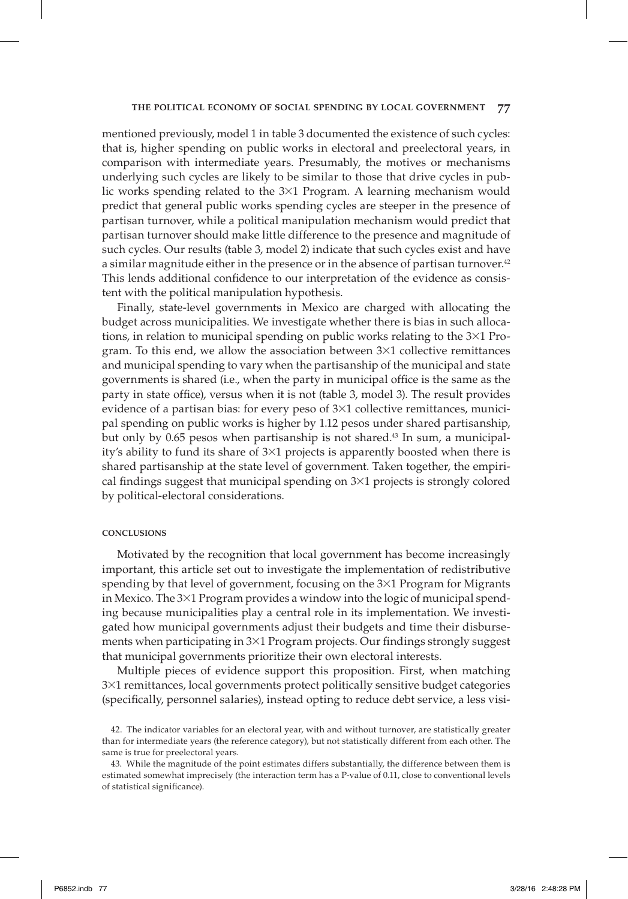mentioned previously, model 1 in table 3 documented the existence of such cycles: that is, higher spending on public works in electoral and preelectoral years, in comparison with intermediate years. Presumably, the motives or mechanisms underlying such cycles are likely to be similar to those that drive cycles in public works spending related to the 3×1 Program. A learning mechanism would predict that general public works spending cycles are steeper in the presence of partisan turnover, while a political manipulation mechanism would predict that partisan turnover should make little difference to the presence and magnitude of such cycles. Our results (table 3, model 2) indicate that such cycles exist and have a similar magnitude either in the presence or in the absence of partisan turnover.[42] This lends additional confidence to our interpretation of the evidence as consistent with the political manipulation hypothesis.

Finally, state-level governments in Mexico are charged with allocating the budget across municipalities. We investigate whether there is bias in such allocations, in relation to municipal spending on public works relating to the 3×1 Program. To this end, we allow the association between 3×1 collective remittances and municipal spending to vary when the partisanship of the municipal and state governments is shared (i.e., when the party in municipal office is the same as the party in state office), versus when it is not (table 3, model 3). The result provides evidence of a partisan bias: for every peso of 3×1 collective remittances, municipal spending on public works is higher by 1.12 pesos under shared partisanship, but only by 0.65 pesos when partisanship is not shared.[43] In sum, a municipality's ability to fund its share of 3×1 projects is apparently boosted when there is shared partisanship at the state level of government. Taken together, the empirical findings suggest that municipal spending on 3×1 projects is strongly colored by political-electoral considerations.

## CONCLUSIONS

Motivated by the recognition that local government has become increasingly important, this article set out to investigate the implementation of redistributive spending by that level of government, focusing on the 3×1 Program for Migrants in Mexico. The 3×1 Program provides a window into the logic of municipal spending because municipalities play a central role in its implementation. We investigated how municipal governments adjust their budgets and time their disbursements when participating in 3×1 Program projects. Our findings strongly suggest that municipal governments prioritize their own electoral interests.

Multiple pieces of evidence support this proposition. First, when matching 3×1 remittances, local governments protect politically sensitive budget categories (specifically, personnel salaries), instead opting to reduce debt service, a less visi-

42. The indicator variables for an electoral year, with and without turnover, are statistically greater than for intermediate years (the reference category), but not statistically different from each other. The same is true for preelectoral years.

43. While the magnitude of the point estimates differs substantially, the difference between them is estimated somewhat imprecisely (the interaction term has a P-value of 0.11, close to conventional levels of statistical significance).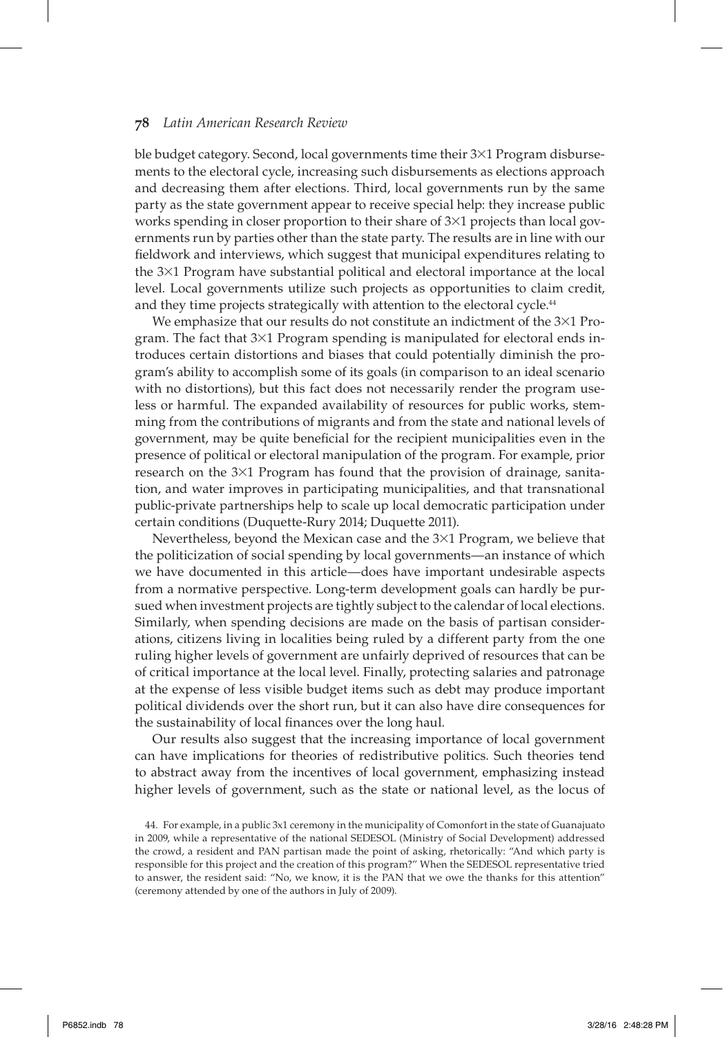ble budget category. Second, local governments time their 3×1 Program disbursements to the electoral cycle, increasing such disbursements as elections approach and decreasing them after elections. Third, local governments run by the same party as the state government appear to receive special help: they increase public works spending in closer proportion to their share of 3×1 projects than local governments run by parties other than the state party. The results are in line with our fieldwork and interviews, which suggest that municipal expenditures relating to the 3×1 Program have substantial political and electoral importance at the local level. Local governments utilize such projects as opportunities to claim credit, and they time projects strategically with attention to the electoral cycle.[44]

We emphasize that our results do not constitute an indictment of the 3×1 Program. The fact that 3×1 Program spending is manipulated for electoral ends introduces certain distortions and biases that could potentially diminish the program's ability to accomplish some of its goals (in comparison to an ideal scenario with no distortions), but this fact does not necessarily render the program useless or harmful. The expanded availability of resources for public works, stemming from the contributions of migrants and from the state and national levels of government, may be quite beneficial for the recipient municipalities even in the presence of political or electoral manipulation of the program. For example, prior research on the 3×1 Program has found that the provision of drainage, sanitation, and water improves in participating municipalities, and that transnational public-private partnerships help to scale up local democratic participation under certain conditions (Duquette-Rury 2014; Duquette 2011).

Nevertheless, beyond the Mexican case and the 3×1 Program, we believe that the politicization of social spending by local governments—an instance of which we have documented in this article—does have important undesirable aspects from a normative perspective. Long-term development goals can hardly be pursued when investment projects are tightly subject to the calendar of local elections. Similarly, when spending decisions are made on the basis of partisan considerations, citizens living in localities being ruled by a different party from the one ruling higher levels of government are unfairly deprived of resources that can be of critical importance at the local level. Finally, protecting salaries and patronage at the expense of less visible budget items such as debt may produce important political dividends over the short run, but it can also have dire consequences for the sustainability of local finances over the long haul.

Our results also suggest that the increasing importance of local government can have implications for theories of redistributive politics. Such theories tend to abstract away from the incentives of local government, emphasizing instead higher levels of government, such as the state or national level, as the locus of

44. For example, in a public 3x1 ceremony in the municipality of Comonfort in the state of Guanajuato in 2009, while a representative of the national SEDESOL (Ministry of Social Development) addressed the crowd, a resident and PAN partisan made the point of asking, rhetorically: "And which party is responsible for this project and the creation of this program?" When the SEDESOL representative tried to answer, the resident said: "No, we know, it is the PAN that we owe the thanks for this attention" (ceremony attended by one of the authors in July of 2009).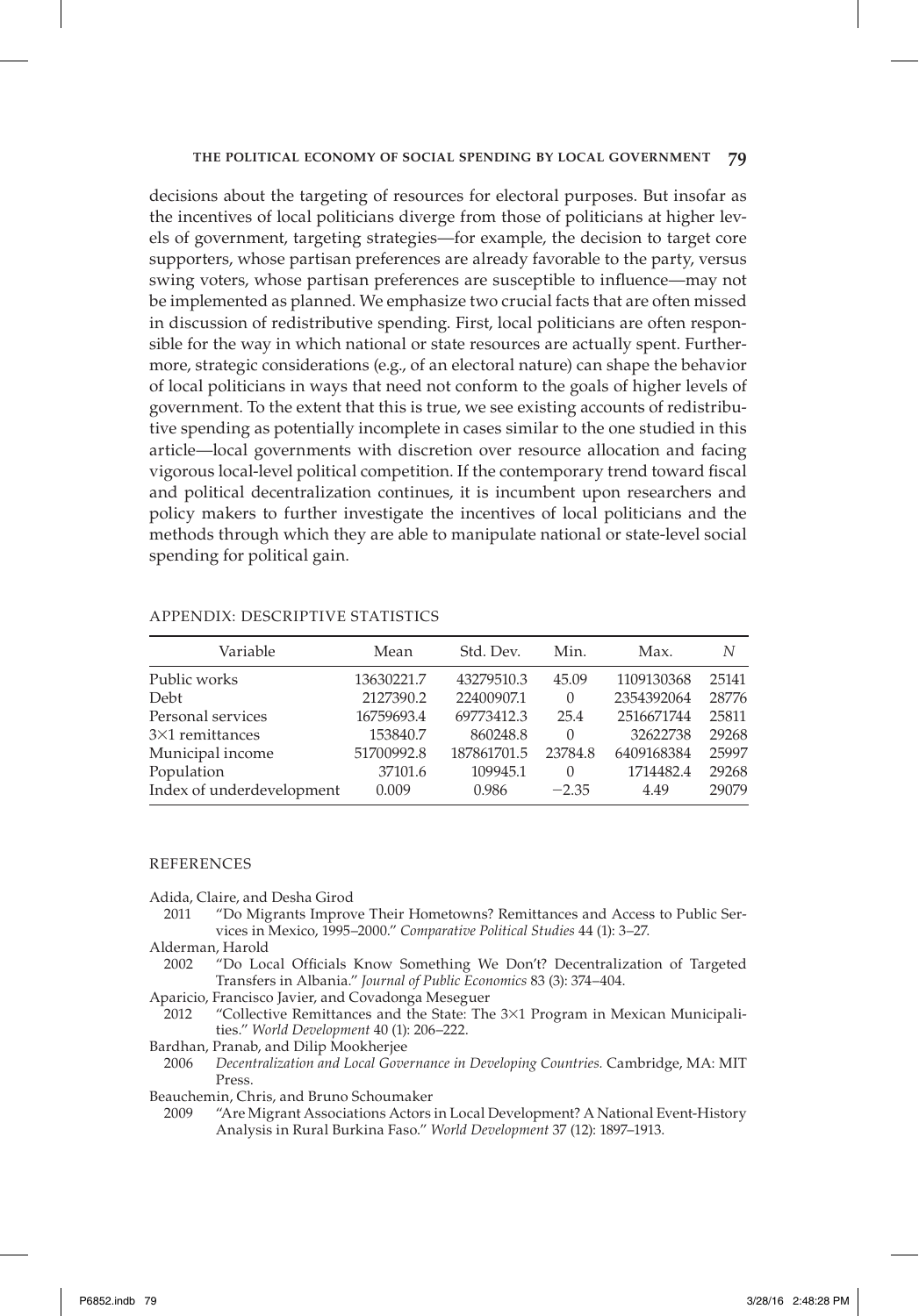decisions about the targeting of resources for electoral purposes. But insofar as the incentives of local politicians diverge from those of politicians at higher levels of government, targeting strategies—for example, the decision to target core supporters, whose partisan preferences are already favorable to the party, versus swing voters, whose partisan preferences are susceptible to influence—may not be implemented as planned. We emphasize two crucial facts that are often missed in discussion of redistributive spending. First, local politicians are often responsible for the way in which national or state resources are actually spent. Furthermore, strategic considerations (e.g., of an electoral nature) can shape the behavior of local politicians in ways that need not conform to the goals of higher levels of government. To the extent that this is true, we see existing accounts of redistributive spending as potentially incomplete in cases similar to the one studied in this article—local governments with discretion over resource allocation and facing vigorous local-level political competition. If the contemporary trend toward fiscal and political decentralization continues, it is incumbent upon researchers and policy makers to further investigate the incentives of local politicians and the methods through which they are able to manipulate national or state-level social spending for political gain.

## APPENDIX: DESCRIPTIVE STATISTICS

| Variable | Mean | Std. Dev. | Min. | Max. | N |
|---|---|---|---|---|---|
| Public works | 13630221.7 | 43279510.3 | 45.09 | 1109130368 | 25141 |
| Debt | 2127390.2 | 22400907.1 | 0 | 2354392064 | 28776 |
| Personal services | 16759693.4 | 69773412.3 | 25.4 | 2516671744 | 25811 |
| 3×1 remittances | 153840.7 | 860248.8 | 0 | 32622738 | 29268 |
| Municipal income | 51700992.8 | 187861701.5 | 23784.8 | 6409168384 | 25997 |
| Population | 37101.6 | 109945.1 | 0 | 1714482.4 | 29268 |
| Index of underdevelopment | 0.009 | 0.986 | −2.35 | 4.49 | 29079 |

## REFERENCES

Adida, Claire, and Desha Girod
2011 "Do Migrants Improve Their Hometowns? Remittances and Access to Public Services in Mexico, 1995–2000." *Comparative Political Studies* 44 (1): 3–27.

Alderman, Harold
2002 "Do Local Officials Know Something We Don't? Decentralization of Targeted Transfers in Albania." *Journal of Public Economics* 83 (3): 374–404.

Aparicio, Francisco Javier, and Covadonga Meseguer
2012 "Collective Remittances and the State: The 3×1 Program in Mexican Municipalities." *World Development* 40 (1): 206–222.

Bardhan, Pranab, and Dilip Mookherjee
2006 *Decentralization and Local Governance in Developing Countries.* Cambridge, MA: MIT Press.

Beauchemin, Chris, and Bruno Schoumaker
2009 "Are Migrant Associations Actors in Local Development? A National Event-History Analysis in Rural Burkina Faso." *World Development* 37 (12): 1897–1913.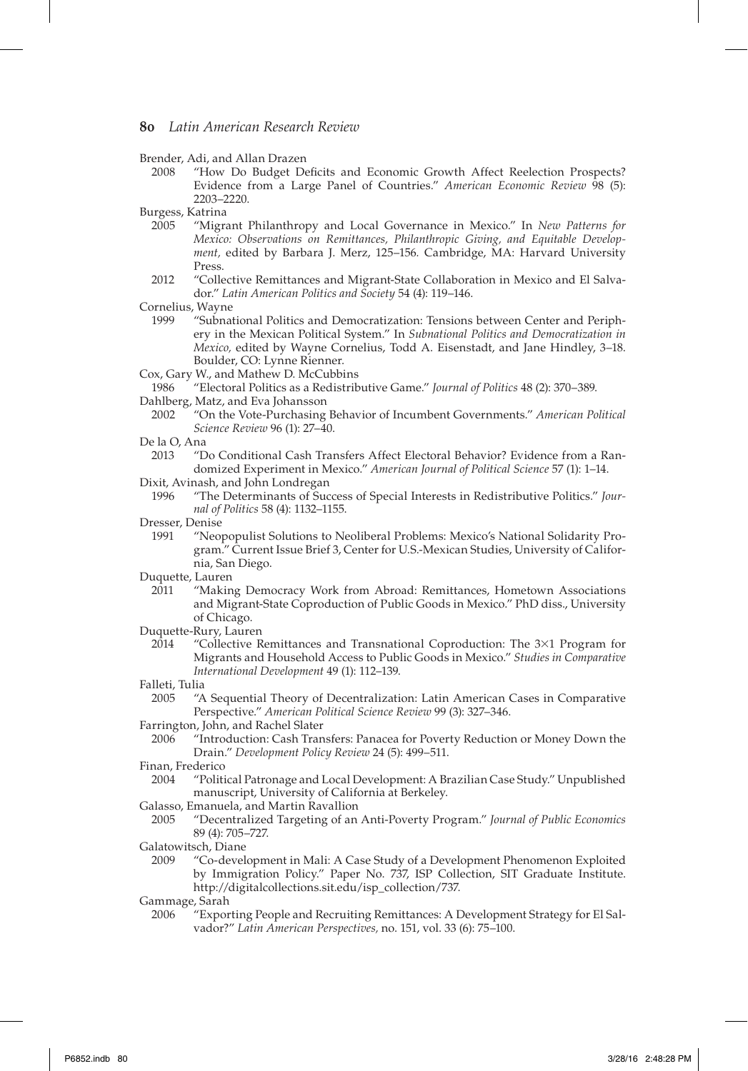Brender, Adi, and Allan Drazen

2008 "How Do Budget Deficits and Economic Growth Affect Reelection Prospects? Evidence from a Large Panel of Countries." *American Economic Review* 98 (5): 2203–2220.

Burgess, Katrina

2005 "Migrant Philanthropy and Local Governance in Mexico." In *New Patterns for Mexico: Observations on Remittances, Philanthropic Giving, and Equitable Development,* edited by Barbara J. Merz, 125–156. Cambridge, MA: Harvard University Press.

2012 "Collective Remittances and Migrant-State Collaboration in Mexico and El Salvador." *Latin American Politics and Society* 54 (4): 119–146.

Cornelius, Wayne

1999 "Subnational Politics and Democratization: Tensions between Center and Periphery in the Mexican Political System." In *Subnational Politics and Democratization in Mexico,* edited by Wayne Cornelius, Todd A. Eisenstadt, and Jane Hindley, 3–18. Boulder, CO: Lynne Rienner.

Cox, Gary W., and Mathew D. McCubbins

1986 "Electoral Politics as a Redistributive Game." *Journal of Politics* 48 (2): 370–389.

Dahlberg, Matz, and Eva Johansson

2002 "On the Vote-Purchasing Behavior of Incumbent Governments." *American Political Science Review* 96 (1): 27–40.

De la O, Ana

2013 "Do Conditional Cash Transfers Affect Electoral Behavior? Evidence from a Randomized Experiment in Mexico." *American Journal of Political Science* 57 (1): 1–14.

Dixit, Avinash, and John Londregan

1996 "The Determinants of Success of Special Interests in Redistributive Politics." *Journal of Politics* 58 (4): 1132–1155.

Dresser, Denise

1991 "Neopopulist Solutions to Neoliberal Problems: Mexico's National Solidarity Program." Current Issue Brief 3, Center for U.S.-Mexican Studies, University of California, San Diego.

Duquette, Lauren

2011 "Making Democracy Work from Abroad: Remittances, Hometown Associations and Migrant-State Coproduction of Public Goods in Mexico." PhD diss., University of Chicago.

Duquette-Rury, Lauren

2014 "Collective Remittances and Transnational Coproduction: The 3×1 Program for Migrants and Household Access to Public Goods in Mexico." *Studies in Comparative International Development* 49 (1): 112–139.

Falleti, Tulia

2005 "A Sequential Theory of Decentralization: Latin American Cases in Comparative Perspective." *American Political Science Review* 99 (3): 327–346.

Farrington, John, and Rachel Slater

2006 "Introduction: Cash Transfers: Panacea for Poverty Reduction or Money Down the Drain." *Development Policy Review* 24 (5): 499–511.

Finan, Frederico

2004 "Political Patronage and Local Development: A Brazilian Case Study." Unpublished manuscript, University of California at Berkeley.

Galasso, Emanuela, and Martin Ravallion

2005 "Decentralized Targeting of an Anti-Poverty Program." *Journal of Public Economics* 89 (4): 705–727.

Galatowitsch, Diane

2009 "Co-development in Mali: A Case Study of a Development Phenomenon Exploited by Immigration Policy." Paper No. 737, ISP Collection, SIT Graduate Institute. http://digitalcollections.sit.edu/isp_collection/737.

Gammage, Sarah

2006 "Exporting People and Recruiting Remittances: A Development Strategy for El Salvador?" *Latin American Perspectives,* no. 151, vol. 33 (6): 75–100.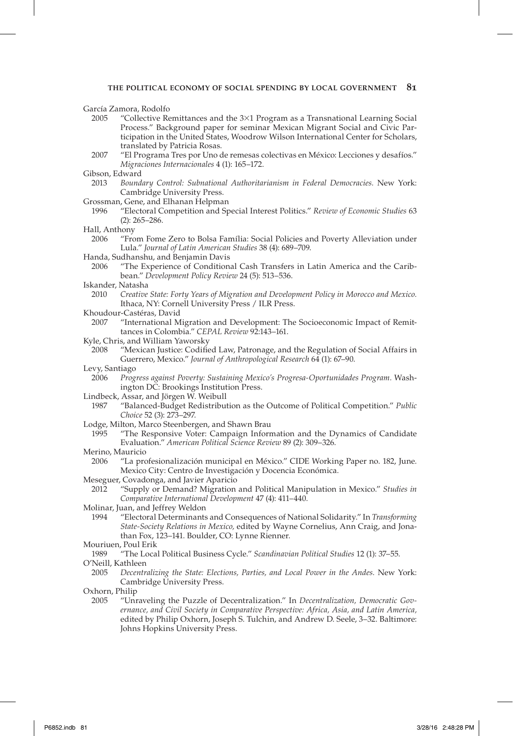García Zamora, Rodolfo

2005 "Collective Remittances and the 3×1 Program as a Transnational Learning Social Process." Background paper for seminar Mexican Migrant Social and Civic Participation in the United States, Woodrow Wilson International Center for Scholars, translated by Patricia Rosas.

2007 "El Programa Tres por Uno de remesas colectivas en México: Lecciones y desafíos." *Migraciones Internacionales* 4 (1): 165–172.

Gibson, Edward

2013 *Boundary Control: Subnational Authoritarianism in Federal Democracies.* New York: Cambridge University Press.

Grossman, Gene, and Elhanan Helpman

1996 "Electoral Competition and Special Interest Politics." *Review of Economic Studies* 63 (2): 265–286.

Hall, Anthony

2006 "From Fome Zero to Bolsa Família: Social Policies and Poverty Alleviation under Lula." *Journal of Latin American Studies* 38 (4): 689–709.

Handa, Sudhanshu, and Benjamin Davis

2006 "The Experience of Conditional Cash Transfers in Latin America and the Caribbean." *Development Policy Review* 24 (5): 513–536.

Iskander, Natasha

2010 *Creative State: Forty Years of Migration and Development Policy in Morocco and Mexico.* Ithaca, NY: Cornell University Press / ILR Press.

Khoudour-Castéras, David

2007 "International Migration and Development: The Socioeconomic Impact of Remittances in Colombia." *CEPAL Review* 92:143–161.

Kyle, Chris, and William Yaworsky

2008 "Mexican Justice: Codified Law, Patronage, and the Regulation of Social Affairs in Guerrero, Mexico." *Journal of Anthropological Research* 64 (1): 67–90.

Levy, Santiago

2006 *Progress against Poverty: Sustaining Mexico's Progresa-Oportunidades Program.* Washington DC: Brookings Institution Press.

Lindbeck, Assar, and Jörgen W. Weibull

1987 "Balanced-Budget Redistribution as the Outcome of Political Competition." *Public Choice* 52 (3): 273–297.

Lodge, Milton, Marco Steenbergen, and Shawn Brau

1995 "The Responsive Voter: Campaign Information and the Dynamics of Candidate Evaluation." *American Political Science Review* 89 (2): 309–326.

Merino, Mauricio

2006 "La profesionalización municipal en México." CIDE Working Paper no. 182, June. Mexico City: Centro de Investigación y Docencia Económica.

Meseguer, Covadonga, and Javier Aparicio

2012 "Supply or Demand? Migration and Political Manipulation in Mexico." *Studies in Comparative International Development* 47 (4): 411–440.

Molinar, Juan, and Jeffrey Weldon

1994 "Electoral Determinants and Consequences of National Solidarity." In *Transforming State-Society Relations in Mexico,* edited by Wayne Cornelius, Ann Craig, and Jonathan Fox, 123–141. Boulder, CO: Lynne Rienner.

Mouriuen, Poul Erik

1989 "The Local Political Business Cycle." *Scandinavian Political Studies* 12 (1): 37–55.

O'Neill, Kathleen

2005 *Decentralizing the State: Elections, Parties, and Local Power in the Andes.* New York: Cambridge University Press.

Oxhorn, Philip

2005 "Unraveling the Puzzle of Decentralization." In *Decentralization, Democratic Governance, and Civil Society in Comparative Perspective: Africa, Asia, and Latin America,* edited by Philip Oxhorn, Joseph S. Tulchin, and Andrew D. Seele, 3–32. Baltimore: Johns Hopkins University Press.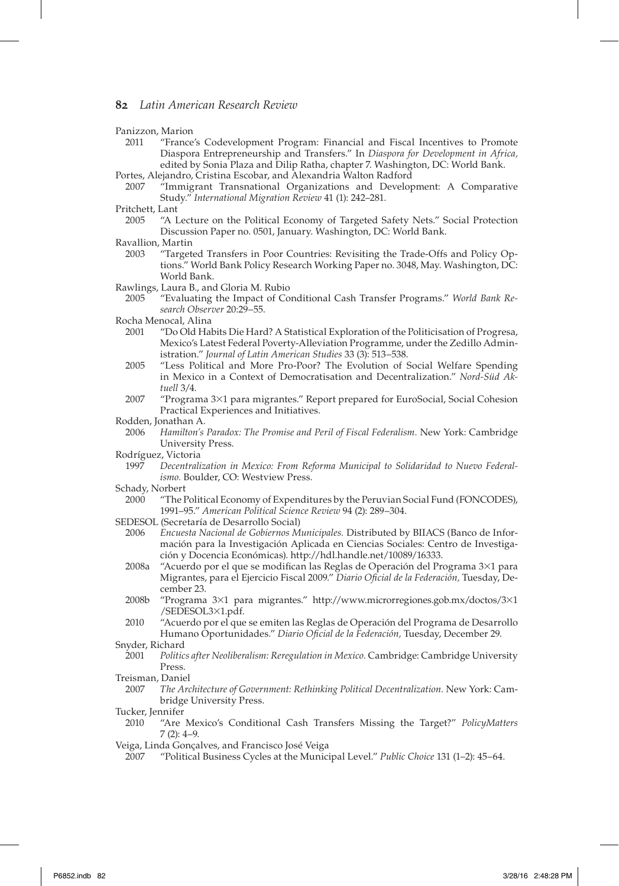Panizzon, Marion

2011 "France's Codevelopment Program: Financial and Fiscal Incentives to Promote Diaspora Entrepreneurship and Transfers." In *Diaspora for Development in Africa*, edited by Sonia Plaza and Dilip Ratha, chapter 7. Washington, DC: World Bank.

Portes, Alejandro, Cristina Escobar, and Alexandria Walton Radford

2007 "Immigrant Transnational Organizations and Development: A Comparative Study." *International Migration Review* 41 (1): 242–281.

Pritchett, Lant

2005 "A Lecture on the Political Economy of Targeted Safety Nets." Social Protection Discussion Paper no. 0501, January. Washington, DC: World Bank.

Ravallion, Martin

2003 "Targeted Transfers in Poor Countries: Revisiting the Trade-Offs and Policy Options." World Bank Policy Research Working Paper no. 3048, May. Washington, DC: World Bank.

Rawlings, Laura B., and Gloria M. Rubio

2005 "Evaluating the Impact of Conditional Cash Transfer Programs." *World Bank Research Observer* 20:29–55.

Rocha Menocal, Alina

2001 "Do Old Habits Die Hard? A Statistical Exploration of the Politicisation of Progresa, Mexico's Latest Federal Poverty-Alleviation Programme, under the Zedillo Administration." *Journal of Latin American Studies* 33 (3): 513–538.

2005 "Less Political and More Pro-Poor? The Evolution of Social Welfare Spending in Mexico in a Context of Democratisation and Decentralization." *Nord-Süd Aktuell* 3/4.

2007 "Programa 3×1 para migrantes." Report prepared for EuroSocial, Social Cohesion Practical Experiences and Initiatives.

Rodden, Jonathan A.

2006 *Hamilton's Paradox: The Promise and Peril of Fiscal Federalism.* New York: Cambridge University Press.

Rodríguez, Victoria

1997 *Decentralization in Mexico: From Reforma Municipal to Solidaridad to Nuevo Federalismo.* Boulder, CO: Westview Press.

Schady, Norbert

2000 "The Political Economy of Expenditures by the Peruvian Social Fund (FONCODES), 1991–95." *American Political Science Review* 94 (2): 289–304.

SEDESOL (Secretaría de Desarrollo Social)

2006 *Encuesta Nacional de Gobiernos Municipales.* Distributed by BIIACS (Banco de Información para la Investigación Aplicada en Ciencias Sociales: Centro de Investigación y Docencia Económicas). http://hdl.handle.net/10089/16333.

2008a "Acuerdo por el que se modifican las Reglas de Operación del Programa 3×1 para Migrantes, para el Ejercicio Fiscal 2009." *Diario Oficial de la Federación,* Tuesday, December 23.

2008b "Programa 3×1 para migrantes." http://www.microrregiones.gob.mx/doctos/3×1/SEDESOL3×1.pdf.

2010 "Acuerdo por el que se emiten las Reglas de Operación del Programa de Desarrollo Humano Oportunidades." *Diario Oficial de la Federación,* Tuesday, December 29.

Snyder, Richard

2001 *Politics after Neoliberalism: Reregulation in Mexico.* Cambridge: Cambridge University Press.

Treisman, Daniel

2007 *The Architecture of Government: Rethinking Political Decentralization.* New York: Cambridge University Press.

Tucker, Jennifer

2010 "Are Mexico's Conditional Cash Transfers Missing the Target?" *PolicyMatters* 7 (2): 4–9.

Veiga, Linda Gonçalves, and Francisco José Veiga

2007 "Political Business Cycles at the Municipal Level." *Public Choice* 131 (1–2): 45–64.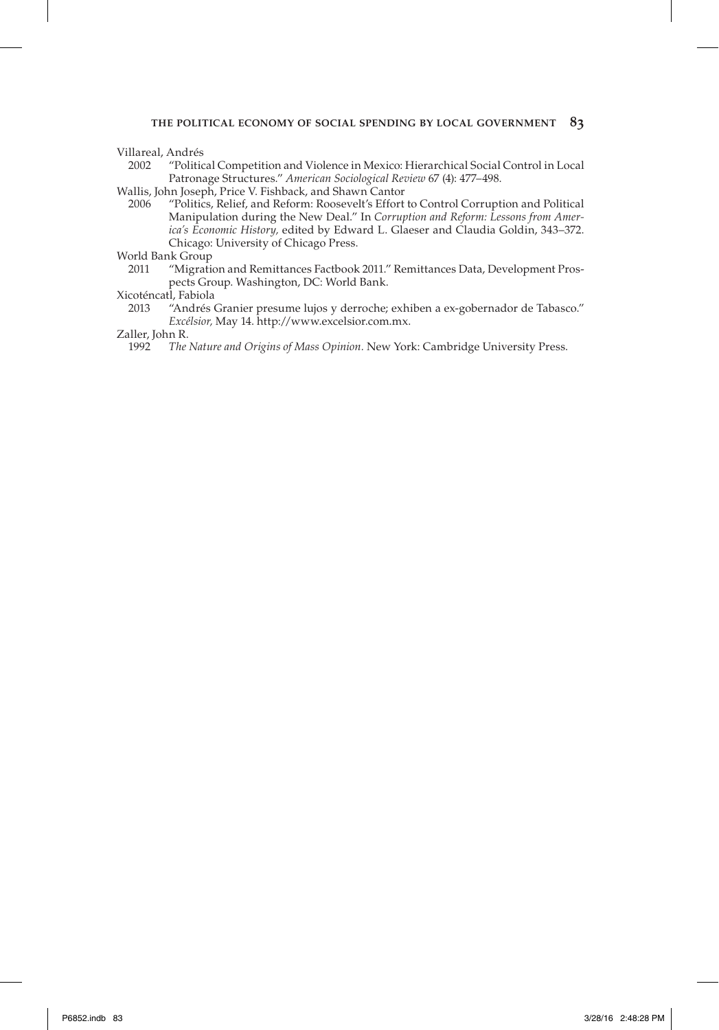Villareal, Andrés

2002 "Political Competition and Violence in Mexico: Hierarchical Social Control in Local Patronage Structures." *American Sociological Review* 67 (4): 477–498.

Wallis, John Joseph, Price V. Fishback, and Shawn Cantor

2006 "Politics, Relief, and Reform: Roosevelt's Effort to Control Corruption and Political Manipulation during the New Deal." In *Corruption and Reform: Lessons from America's Economic History,* edited by Edward L. Glaeser and Claudia Goldin, 343–372. Chicago: University of Chicago Press.

World Bank Group

2011 "Migration and Remittances Factbook 2011." Remittances Data, Development Prospects Group. Washington, DC: World Bank.

Xicoténcatl, Fabiola

2013 "Andrés Granier presume lujos y derroche; exhiben a ex-gobernador de Tabasco." *Excélsior,* May 14. http://www.excelsior.com.mx.

Zaller, John R.

1992 *The Nature and Origins of Mass Opinion.* New York: Cambridge University Press.